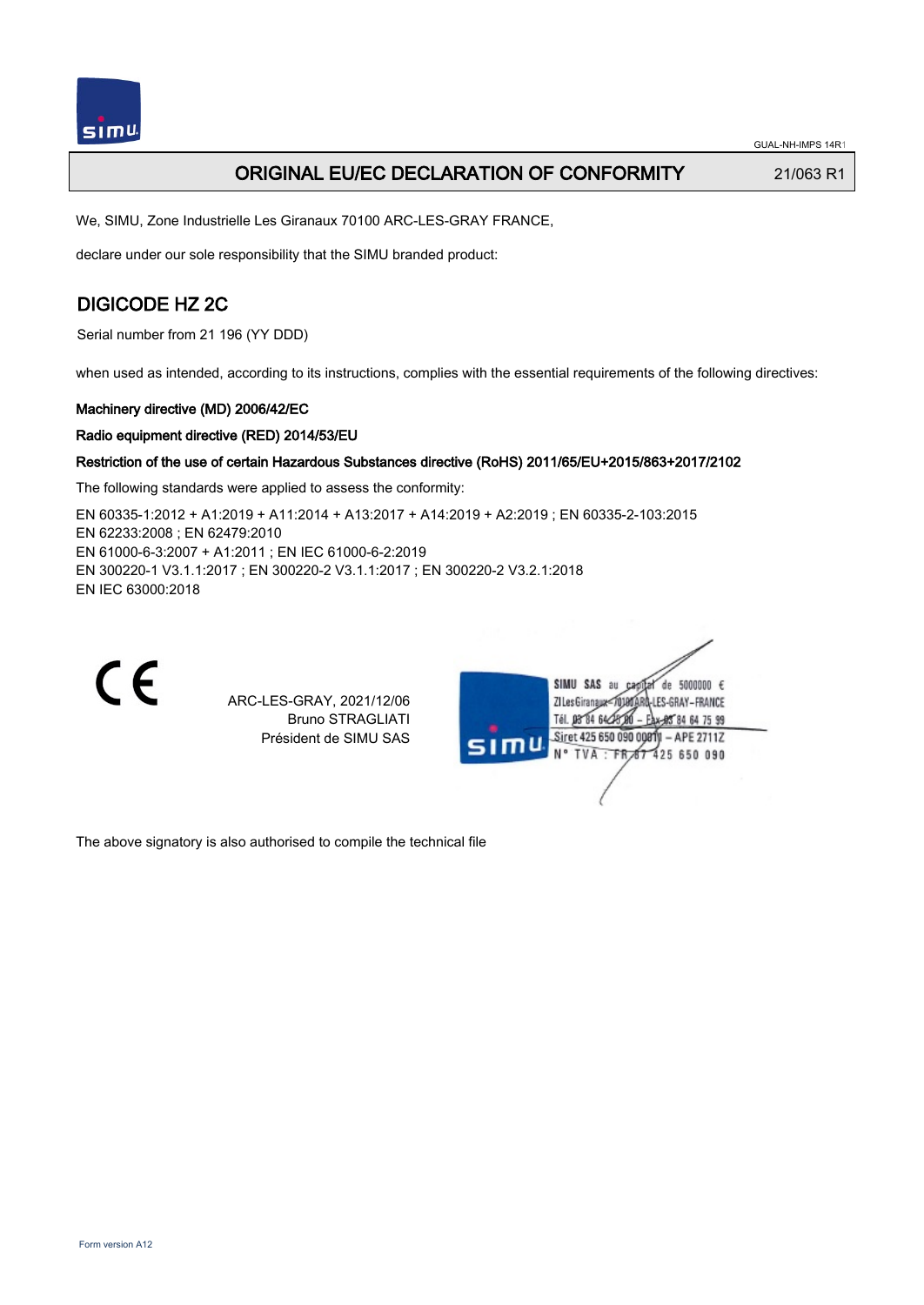GUAL-NH-IMPS 14R1

# ORIGINAL EU/EC DECLARATION OF CONFORMITY

21/063 R1

We, SIMU, Zone Industrielle Les Giranaux 70100 ARC-LES-GRAY FRANCE,

declare under our sole responsibility that the SIMU branded product:

## DIGICODE HZ 2C

Serial number from 21 196 (YY DDD)

when used as intended, according to its instructions, complies with the essential requirements of the following directives:

**Machinery directive (MD) 2006/42/EC**

**Radio equipment directive (RED) 2014/53/EU**

**Restriction of the use of certain Hazardous Substances directive (RoHS) 2011/65/EU+2015/863+2017/2102**

The following standards were applied to assess the conformity:

EN 60335-1:2012 + A1:2019 + A11:2014 + A13:2017 + A14:2019 + A2:2019 ; EN 60335-2-103:2015
EN 62233:2008 ; EN 62479:2010
EN 61000-6-3:2007 + A1:2011 ; EN IEC 61000-6-2:2019
EN 300220-1 V3.1.1:2017 ; EN 300220-2 V3.1.1:2017 ; EN 300220-2 V3.2.1:2018
EN IEC 63000:2018

CE

ARC-LES-GRAY, 2021/12/06
Bruno STRAGLIATI
Président de SIMU SAS

SIMU SAS au capital de 5000000 €
ZI Les Giranaux 70100 ARC-LES-GRAY-FRANCE
Tél. 03 84 64 78 00 – Fax 03 84 64 75 99
Siret 425 650 090 00811 – APE 2711Z
N° TVA : FR 87 425 650 090

The above signatory is also authorised to compile the technical file

Form version A12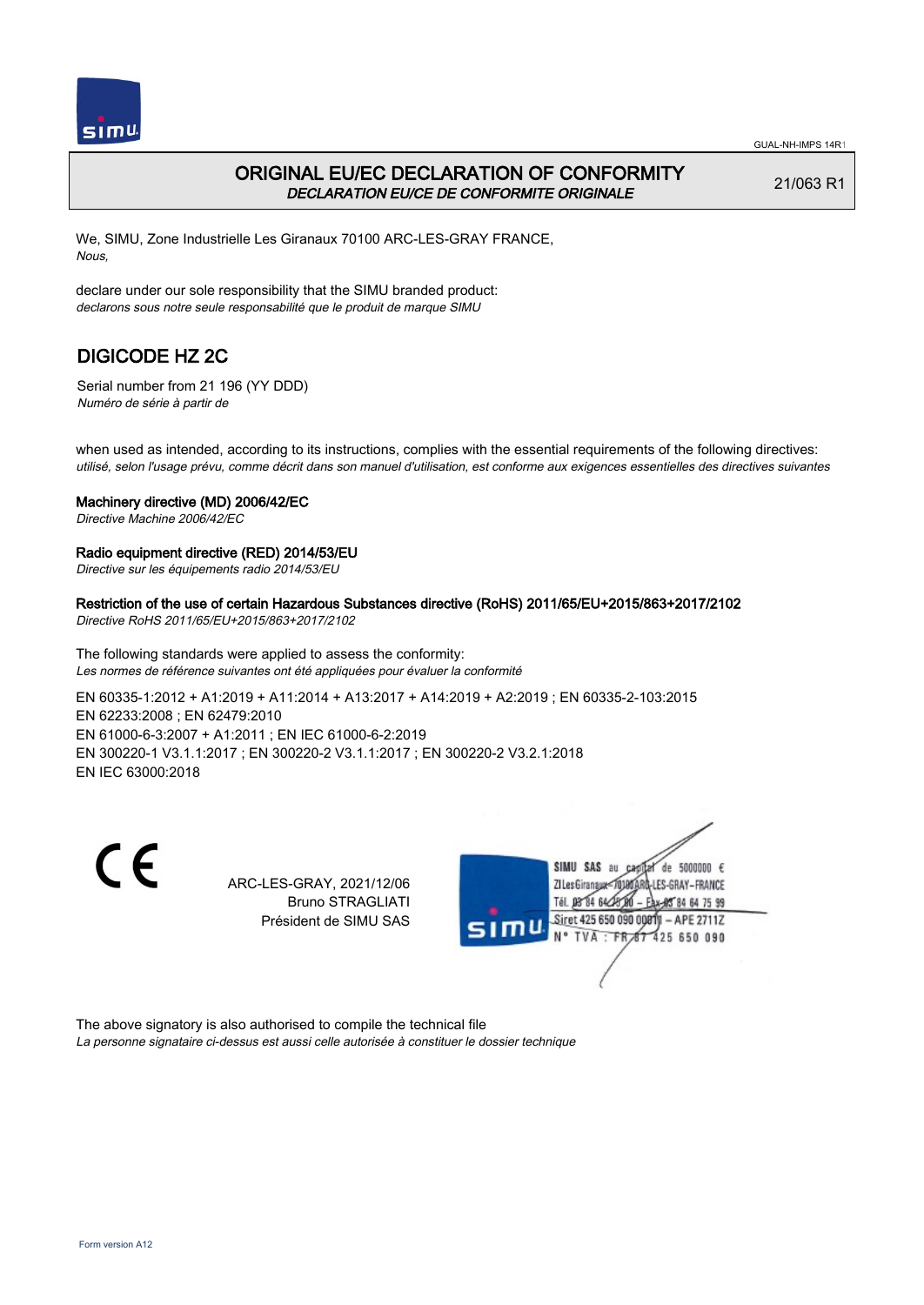# ORIGINAL EU/EC DECLARATION OF CONFORMITY

*DECLARATION EU/CE DE CONFORMITE ORIGINALE*

21/063 R1

We, SIMU, Zone Industrielle Les Giranaux 70100 ARC-LES-GRAY FRANCE,
*Nous,*

declare under our sole responsibility that the SIMU branded product:
*declarons sous notre seule responsabilité que le produit de marque SIMU*

## DIGICODE HZ 2C

Serial number from 21 196 (YY DDD)
*Numéro de série à partir de*

when used as intended, according to its instructions, complies with the essential requirements of the following directives:
*utilisé, selon l'usage prévu, comme décrit dans son manuel d'utilisation, est conforme aux exigences essentielles des directives suivantes*

**Machinery directive (MD) 2006/42/EC**
*Directive Machine 2006/42/EC*

**Radio equipment directive (RED) 2014/53/EU**
*Directive sur les équipements radio 2014/53/EU*

**Restriction of the use of certain Hazardous Substances directive (RoHS) 2011/65/EU+2015/863+2017/2102**
*Directive RoHS 2011/65/EU+2015/863+2017/2102*

The following standards were applied to assess the conformity:
*Les normes de référence suivantes ont été appliquées pour évaluer la conformité*

EN 60335-1:2012 + A1:2019 + A11:2014 + A13:2017 + A14:2019 + A2:2019 ; EN 60335-2-103:2015
EN 62233:2008 ; EN 62479:2010
EN 61000-6-3:2007 + A1:2011 ; EN IEC 61000-6-2:2019
EN 300220-1 V3.1.1:2017 ; EN 300220-2 V3.1.1:2017 ; EN 300220-2 V3.2.1:2018
EN IEC 63000:2018

CE

ARC-LES-GRAY, 2021/12/06
Bruno STRAGLIATI
Président de SIMU SAS

SIMU SAS au capital de 5000000 €
ZI Les Giranaux 70100 ARC-LES-GRAY-FRANCE
Tél. 03 84 64 75 00 – Fax 03 84 64 75 99
Siret 425 650 090 00011 – APE 2711Z
N° TVA : FR 87 425 650 090

The above signatory is also authorised to compile the technical file
*La personne signataire ci-dessus est aussi celle autorisée à constituer le dossier technique*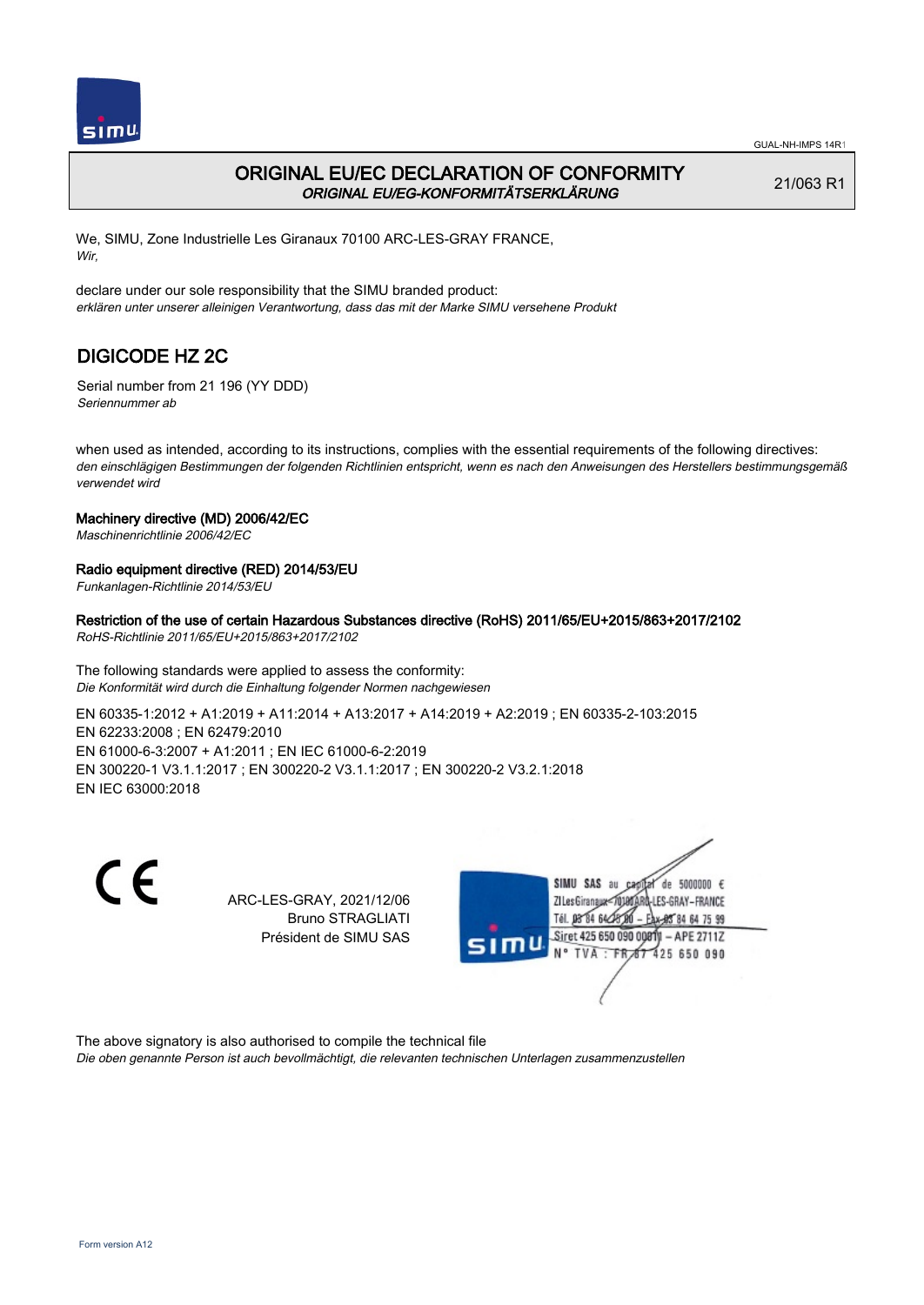GUAL-NH-IMPS 14R1

# ORIGINAL EU/EC DECLARATION OF CONFORMITY

*ORIGINAL EU/EG-KONFORMITÄTSERKLÄRUNG*

21/063 R1

We, SIMU, Zone Industrielle Les Giranaux 70100 ARC-LES-GRAY FRANCE,
*Wir,*

declare under our sole responsibility that the SIMU branded product:
*erklären unter unserer alleinigen Verantwortung, dass das mit der Marke SIMU versehene Produkt*

## DIGICODE HZ 2C

Serial number from 21 196 (YY DDD)
*Seriennummer ab*

when used as intended, according to its instructions, complies with the essential requirements of the following directives:
*den einschlägigen Bestimmungen der folgenden Richtlinien entspricht, wenn es nach den Anweisungen des Herstellers bestimmungsgemäß verwendet wird*

**Machinery directive (MD) 2006/42/EC**
*Maschinenrichtlinie 2006/42/EC*

**Radio equipment directive (RED) 2014/53/EU**
*Funkanlagen-Richtlinie 2014/53/EU*

**Restriction of the use of certain Hazardous Substances directive (RoHS) 2011/65/EU+2015/863+2017/2102**
*RoHS-Richtlinie 2011/65/EU+2015/863+2017/2102*

The following standards were applied to assess the conformity:
*Die Konformität wird durch die Einhaltung folgender Normen nachgewiesen*

EN 60335-1:2012 + A1:2019 + A11:2014 + A13:2017 + A14:2019 + A2:2019 ; EN 60335-2-103:2015
EN 62233:2008 ; EN 62479:2010
EN 61000-6-3:2007 + A1:2011 ; EN IEC 61000-6-2:2019
EN 300220-1 V3.1.1:2017 ; EN 300220-2 V3.1.1:2017 ; EN 300220-2 V3.2.1:2018
EN IEC 63000:2018

CE

ARC-LES-GRAY, 2021/12/06
Bruno STRAGLIATI
Président de SIMU SAS

SIMU SAS au capital de 5000000 €
ZI Les Giranaux 70100 ARC-LES-GRAY-FRANCE
Tél. 03 84 64 75 00 – Fax 03 84 64 75 99
Siret 425 650 090 00011 – APE 2711Z
N° TVA : FR 87 425 650 090

The above signatory is also authorised to compile the technical file
*Die oben genannte Person ist auch bevollmächtigt, die relevanten technischen Unterlagen zusammenzustellen*

Form version A12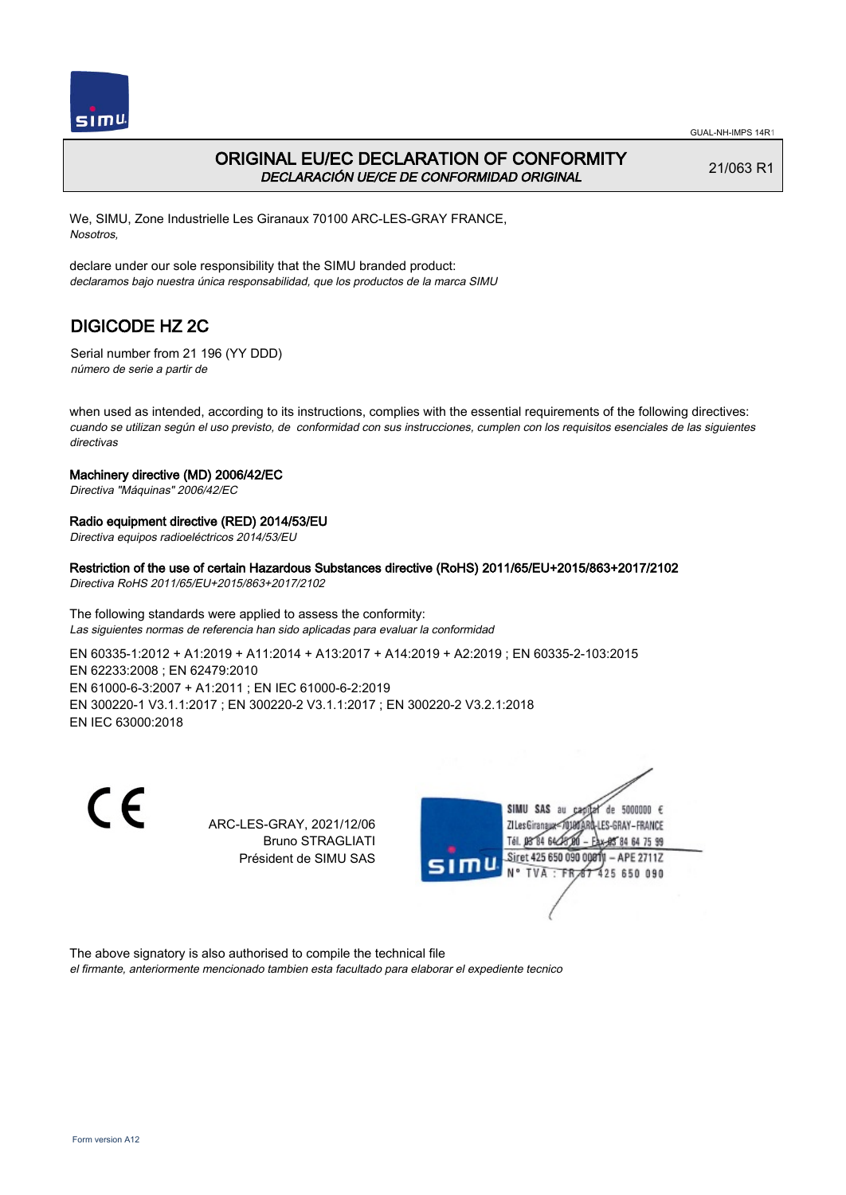# ORIGINAL EU/EC DECLARATION OF CONFORMITY
*DECLARACIÓN UE/CE DE CONFORMIDAD ORIGINAL*

21/063 R1

We, SIMU, Zone Industrielle Les Giranaux 70100 ARC-LES-GRAY FRANCE,
*Nosotros,*

declare under our sole responsibility that the SIMU branded product:
*declaramos bajo nuestra única responsabilidad, que los productos de la marca SIMU*

## DIGICODE HZ 2C

Serial number from 21 196 (YY DDD)
*número de serie a partir de*

when used as intended, according to its instructions, complies with the essential requirements of the following directives:
*cuando se utilizan según el uso previsto, de conformidad con sus instrucciones, cumplen con los requisitos esenciales de las siguientes directivas*

**Machinery directive (MD) 2006/42/EC**
*Directiva "Máquinas" 2006/42/EC*

**Radio equipment directive (RED) 2014/53/EU**
*Directiva equipos radioeléctricos 2014/53/EU*

**Restriction of the use of certain Hazardous Substances directive (RoHS) 2011/65/EU+2015/863+2017/2102**
*Directiva RoHS 2011/65/EU+2015/863+2017/2102*

The following standards were applied to assess the conformity:
*Las siguientes normas de referencia han sido aplicadas para evaluar la conformidad*

EN 60335-1:2012 + A1:2019 + A11:2014 + A13:2017 + A14:2019 + A2:2019 ; EN 60335-2-103:2015
EN 62233:2008 ; EN 62479:2010
EN 61000-6-3:2007 + A1:2011 ; EN IEC 61000-6-2:2019
EN 300220-1 V3.1.1:2017 ; EN 300220-2 V3.1.1:2017 ; EN 300220-2 V3.2.1:2018
EN IEC 63000:2018

CE

ARC-LES-GRAY, 2021/12/06
Bruno STRAGLIATI
Président de SIMU SAS

SIMU SAS au capital de 5000000 €
ZI Les Giranaux 70100 ARC-LES-GRAY-FRANCE
Tél. 03 84 64 75 00 – Fax 03 84 64 75 99
Siret 425 650 090 00011 – APE 2711Z
N° TVA : FR 87 425 650 090

The above signatory is also authorised to compile the technical file
*el firmante, anteriormente mencionado tambien esta facultado para elaborar el expediente tecnico*

Form version A12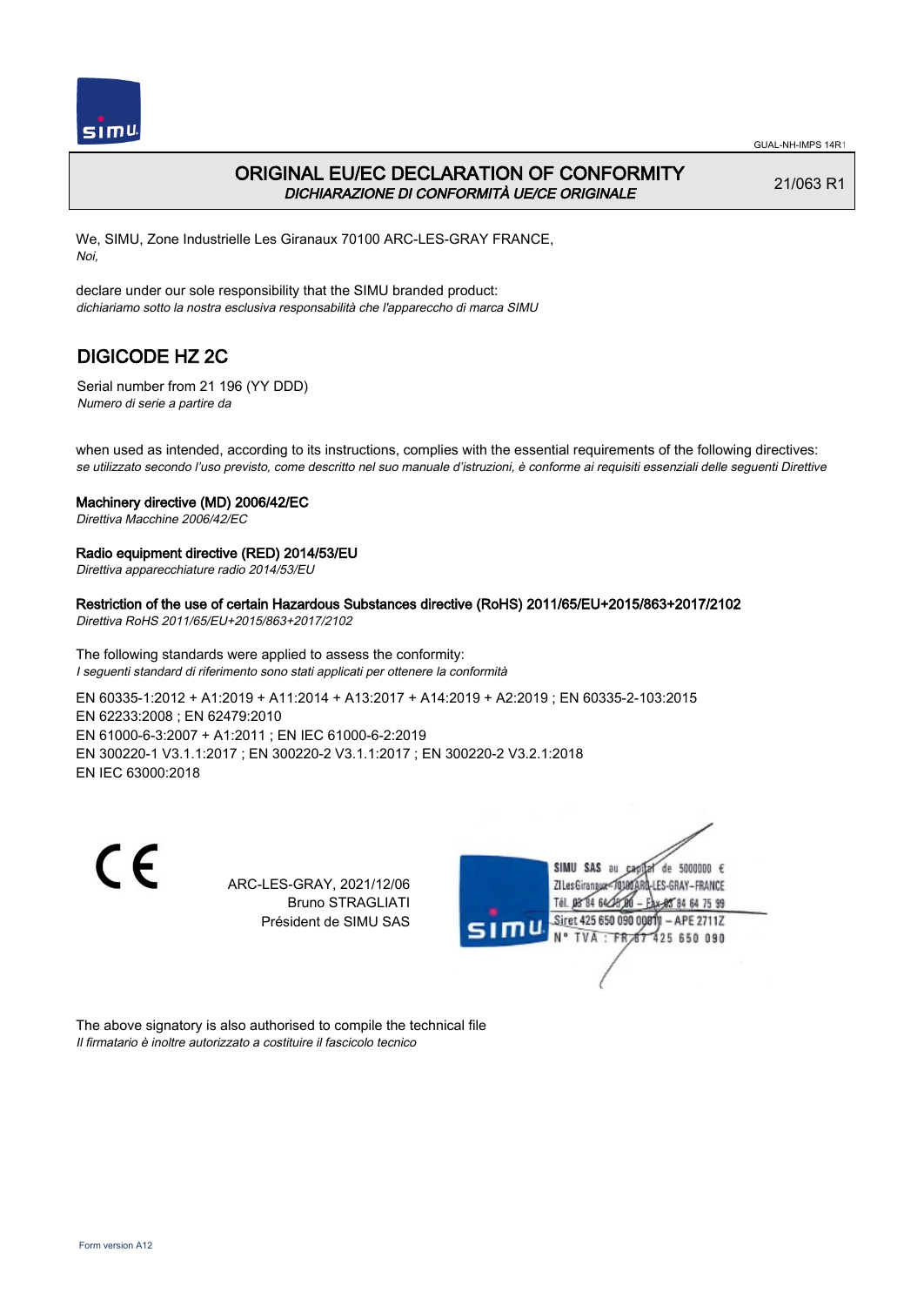# ORIGINAL EU/EC DECLARATION OF CONFORMITY

*DICHIARAZIONE DI CONFORMITÀ UE/CE ORIGINALE*

21/063 R1

We, SIMU, Zone Industrielle Les Giranaux 70100 ARC-LES-GRAY FRANCE,
*Noi,*

declare under our sole responsibility that the SIMU branded product:
*dichiariamo sotto la nostra esclusiva responsabilità che l'apparecchio di marca SIMU*

## DIGICODE HZ 2C

Serial number from 21 196 (YY DDD)
*Numero di serie a partire da*

when used as intended, according to its instructions, complies with the essential requirements of the following directives:
*se utilizzato secondo l'uso previsto, come descritto nel suo manuale d'istruzioni, è conforme ai requisiti essenziali delle seguenti Direttive*

**Machinery directive (MD) 2006/42/EC**
*Direttiva Macchine 2006/42/EC*

**Radio equipment directive (RED) 2014/53/EU**
*Direttiva apparecchiature radio 2014/53/EU*

**Restriction of the use of certain Hazardous Substances directive (RoHS) 2011/65/EU+2015/863+2017/2102**
*Direttiva RoHS 2011/65/EU+2015/863+2017/2102*

The following standards were applied to assess the conformity:
*I seguenti standard di riferimento sono stati applicati per ottenere la conformità*

EN 60335-1:2012 + A1:2019 + A11:2014 + A13:2017 + A14:2019 + A2:2019 ; EN 60335-2-103:2015
EN 62233:2008 ; EN 62479:2010
EN 61000-6-3:2007 + A1:2011 ; EN IEC 61000-6-2:2019
EN 300220-1 V3.1.1:2017 ; EN 300220-2 V3.1.1:2017 ; EN 300220-2 V3.2.1:2018
EN IEC 63000:2018

CE

ARC-LES-GRAY, 2021/12/06
Bruno STRAGLIATI
Président de SIMU SAS

SIMU SAS au capital de 5000000 €
ZI Les Giranaux 70100 ARC-LES-GRAY–FRANCE
Tél. 03 84 64 75 00 – Fax 03 84 64 75 99
Siret 425 650 090 00011 – APE 2711Z
N° TVA : FR 87 425 650 090

The above signatory is also authorised to compile the technical file
*Il firmatario è inoltre autorizzato a costituire il fascicolo tecnico*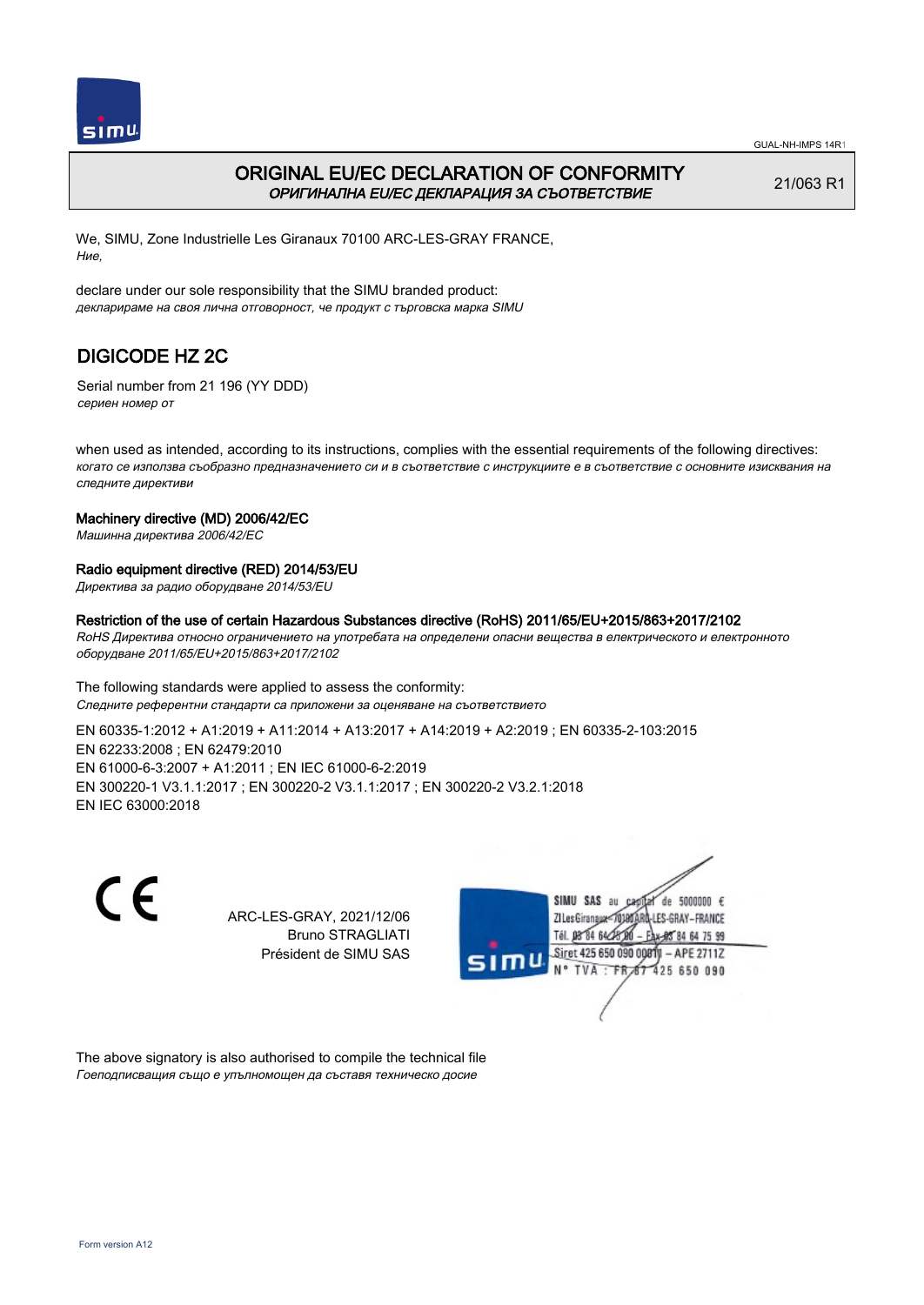GUAL-NH-IMPS 14R1

# ORIGINAL EU/EC DECLARATION OF CONFORMITY
*ОРИГИНАЛНА EU/EC ДЕКЛАРАЦИЯ ЗА СЪОТВЕТСТВИЕ*

21/063 R1

We, SIMU, Zone Industrielle Les Giranaux 70100 ARC-LES-GRAY FRANCE,
*Ние,*

declare under our sole responsibility that the SIMU branded product:
*декларираме на своя лична отговорност, че продукт с търговска марка SIMU*

## DIGICODE HZ 2C

Serial number from 21 196 (YY DDD)
*сериен номер от*

when used as intended, according to its instructions, complies with the essential requirements of the following directives:
*когато се използва съобразно предназначението си и в съответствие с инструкциите е в съответствие с основните изисквания на следните директиви*

**Machinery directive (MD) 2006/42/EC**
*Машинна директива 2006/42/EC*

**Radio equipment directive (RED) 2014/53/EU**
*Директива за радио оборудване 2014/53/EU*

**Restriction of the use of certain Hazardous Substances directive (RoHS) 2011/65/EU+2015/863+2017/2102**
*RoHS Директива относно ограничението на употребата на определени опасни вещества в електрическото и електронното оборудване 2011/65/EU+2015/863+2017/2102*

The following standards were applied to assess the conformity:
*Следните референтни стандарти са приложени за оценяване на съответствието*

EN 60335-1:2012 + A1:2019 + A11:2014 + A13:2017 + A14:2019 + A2:2019 ; EN 60335-2-103:2015
EN 62233:2008 ; EN 62479:2010
EN 61000-6-3:2007 + A1:2011 ; EN IEC 61000-6-2:2019
EN 300220-1 V3.1.1:2017 ; EN 300220-2 V3.1.1:2017 ; EN 300220-2 V3.2.1:2018
EN IEC 63000:2018

CE

ARC-LES-GRAY, 2021/12/06
Bruno STRAGLIATI
Président de SIMU SAS

SIMU SAS au capital de 5000000 €
ZI Les Giranaux 70100 ARC-LES-GRAY-FRANCE
Tél. 03 84 64 75 00 – Fax 03 84 64 75 99
Siret 425 650 090 00011 – APE 2711Z
N° TVA : FR 87 425 650 090

The above signatory is also authorised to compile the technical file
*Гоеподписващия също е упълномощен да съставя техническо досие*

Form version A12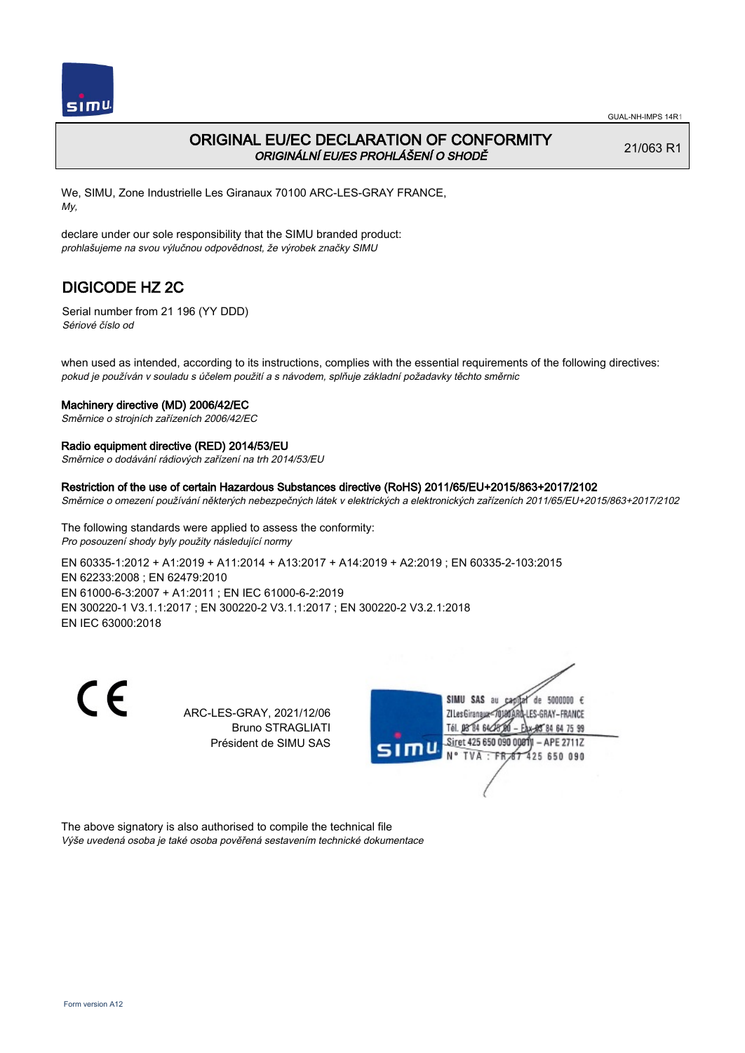# ORIGINAL EU/EC DECLARATION OF CONFORMITY
*ORIGINÁLNÍ EU/ES PROHLÁŠENÍ O SHODĚ*

21/063 R1

We, SIMU, Zone Industrielle Les Giranaux 70100 ARC-LES-GRAY FRANCE,
*My,*

declare under our sole responsibility that the SIMU branded product:
*prohlašujeme na svou výlučnou odpovědnost, že výrobek značky SIMU*

## DIGICODE HZ 2C

Serial number from 21 196 (YY DDD)
*Sériové číslo od*

when used as intended, according to its instructions, complies with the essential requirements of the following directives:
*pokud je používán v souladu s účelem použití a s návodem, splňuje základní požadavky těchto směrnic*

**Machinery directive (MD) 2006/42/EC**
*Směrnice o strojních zařízeních 2006/42/EC*

**Radio equipment directive (RED) 2014/53/EU**
*Směrnice o dodávání rádiových zařízení na trh 2014/53/EU*

**Restriction of the use of certain Hazardous Substances directive (RoHS) 2011/65/EU+2015/863+2017/2102**
*Směrnice o omezení používání některých nebezpečných látek v elektrických a elektronických zařízeních 2011/65/EU+2015/863+2017/2102*

The following standards were applied to assess the conformity:
*Pro posouzení shody byly použity následující normy*

EN 60335-1:2012 + A1:2019 + A11:2014 + A13:2017 + A14:2019 + A2:2019 ; EN 60335-2-103:2015
EN 62233:2008 ; EN 62479:2010
EN 61000-6-3:2007 + A1:2011 ; EN IEC 61000-6-2:2019
EN 300220-1 V3.1.1:2017 ; EN 300220-2 V3.1.1:2017 ; EN 300220-2 V3.2.1:2018
EN IEC 63000:2018

CE

ARC-LES-GRAY, 2021/12/06
Bruno STRAGLIATI
Président de SIMU SAS

SIMU SAS au capital de 5000000 €
ZI Les Giranaux 70100 ARC-LES-GRAY-FRANCE
Tél. 03 84 64 75 00 – Fax 03 84 64 75 99
Siret 425 650 090 00011 – APE 2711Z
N° TVA : FR 87 425 650 090

The above signatory is also authorised to compile the technical file
*Výše uvedená osoba je také osoba pověřená sestavením technické dokumentace*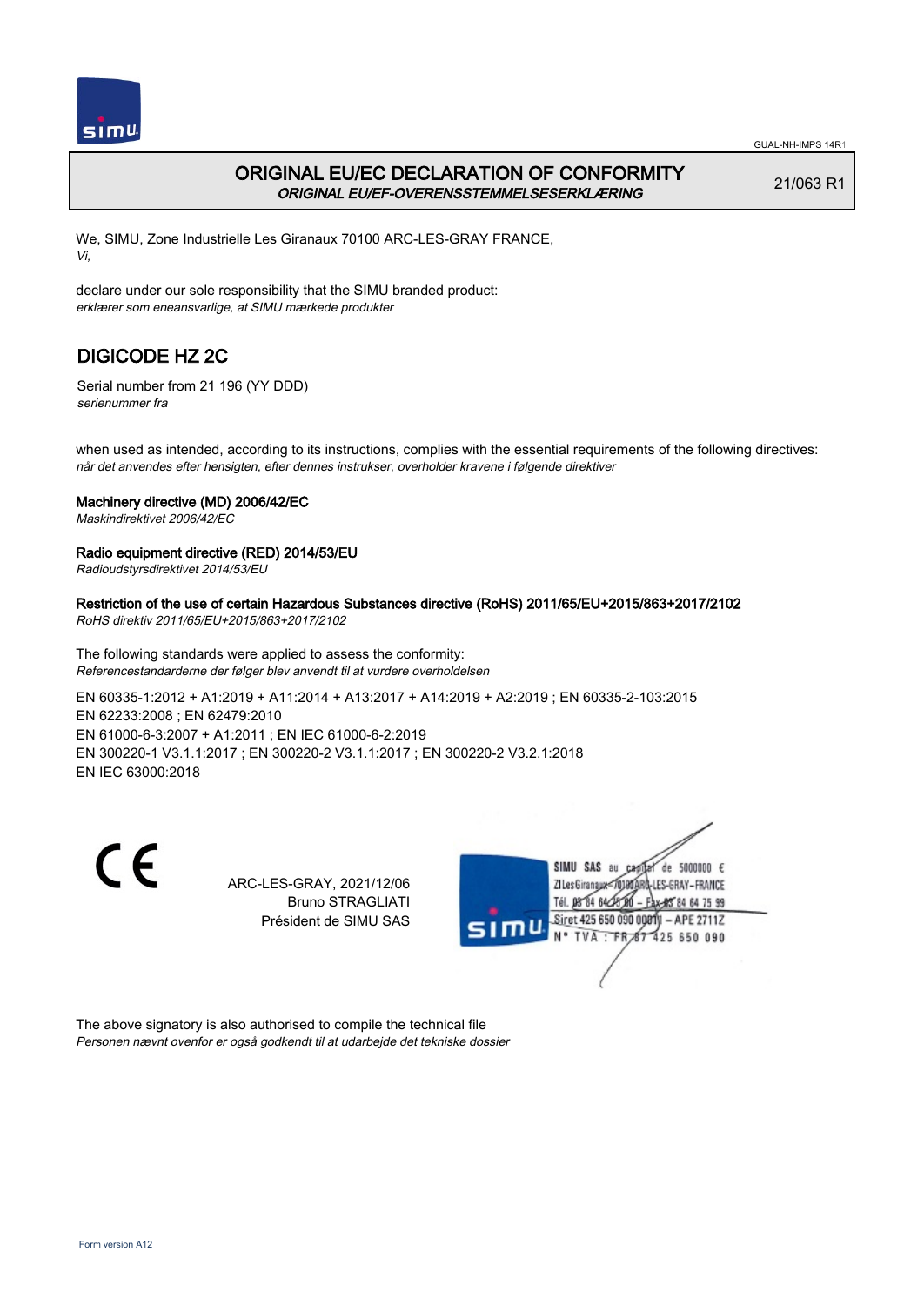# ORIGINAL EU/EC DECLARATION OF CONFORMITY

*ORIGINAL EU/EF-OVERENSSTEMMELSESERKLÆRING*

21/063 R1

We, SIMU, Zone Industrielle Les Giranaux 70100 ARC-LES-GRAY FRANCE,
*Vi,*

declare under our sole responsibility that the SIMU branded product:
*erklærer som eneansvarlige, at SIMU mærkede produkter*

## DIGICODE HZ 2C

Serial number from 21 196 (YY DDD)
*serienummer fra*

when used as intended, according to its instructions, complies with the essential requirements of the following directives:
*når det anvendes efter hensigten, efter dennes instrukser, overholder kravene i følgende direktiver*

**Machinery directive (MD) 2006/42/EC**
*Maskindirektivet 2006/42/EC*

**Radio equipment directive (RED) 2014/53/EU**
*Radioudstyrsdirektivet 2014/53/EU*

**Restriction of the use of certain Hazardous Substances directive (RoHS) 2011/65/EU+2015/863+2017/2102**
*RoHS direktiv 2011/65/EU+2015/863+2017/2102*

The following standards were applied to assess the conformity:
*Referencestandarderne der følger blev anvendt til at vurdere overholdelsen*

EN 60335-1:2012 + A1:2019 + A11:2014 + A13:2017 + A14:2019 + A2:2019 ; EN 60335-2-103:2015
EN 62233:2008 ; EN 62479:2010
EN 61000-6-3:2007 + A1:2011 ; EN IEC 61000-6-2:2019
EN 300220-1 V3.1.1:2017 ; EN 300220-2 V3.1.1:2017 ; EN 300220-2 V3.2.1:2018
EN IEC 63000:2018

CE

ARC-LES-GRAY, 2021/12/06
Bruno STRAGLIATI
Président de SIMU SAS

SIMU SAS au capital de 5000000 €
ZI Les Giranaux 70100 ARC-LES-GRAY-FRANCE
Tél. 03 84 64 75 00 – Fax 03 84 64 75 99
Siret 425 650 090 00011 – APE 2711Z
N° TVA : FR 87 425 650 090

The above signatory is also authorised to compile the technical file
*Personen nævnt ovenfor er også godkendt til at udarbejde det tekniske dossier*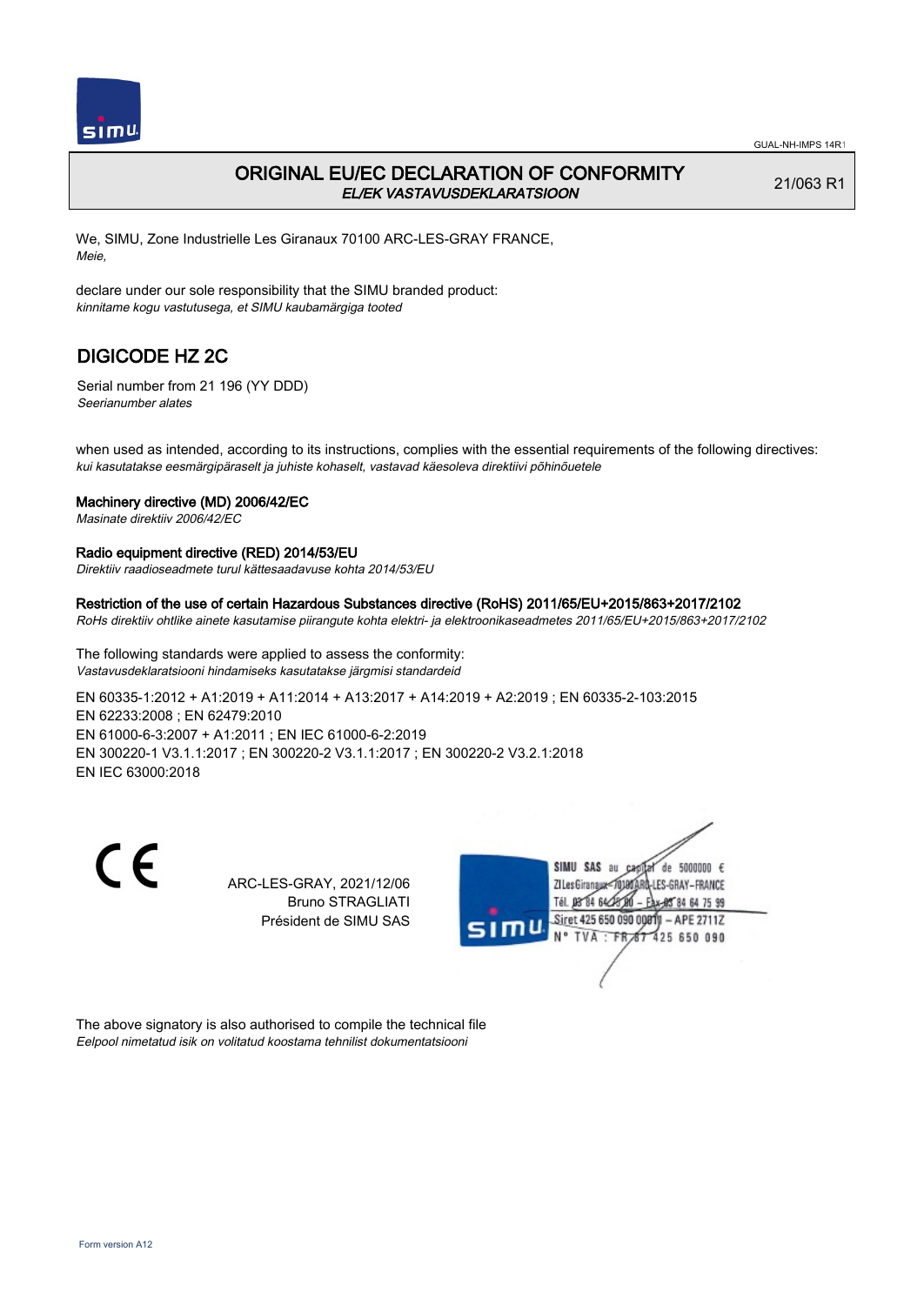# ORIGINAL EU/EC DECLARATION OF CONFORMITY
*EL/EK VASTAVUSDEKLARATSIOON*

21/063 R1

We, SIMU, Zone Industrielle Les Giranaux 70100 ARC-LES-GRAY FRANCE,
*Meie,*

declare under our sole responsibility that the SIMU branded product:
*kinnitame kogu vastutusega, et SIMU kaubamärgiga tooted*

## DIGICODE HZ 2C

Serial number from 21 196 (YY DDD)
*Seerianumber alates*

when used as intended, according to its instructions, complies with the essential requirements of the following directives:
*kui kasutatakse eesmärgipäraselt ja juhiste kohaselt, vastavad käesoleva direktiivi põhinõuetele*

**Machinery directive (MD) 2006/42/EC**
*Masinate direktiiv 2006/42/EC*

**Radio equipment directive (RED) 2014/53/EU**
*Direktiiv raadioseadmete turul kättesaadavuse kohta 2014/53/EU*

**Restriction of the use of certain Hazardous Substances directive (RoHS) 2011/65/EU+2015/863+2017/2102**
*RoHs direktiiv ohtlike ainete kasutamise piirangute kohta elektri- ja elektroonikaseadmetes 2011/65/EU+2015/863+2017/2102*

The following standards were applied to assess the conformity:
*Vastavusdeklaratsiooni hindamiseks kasutatakse järgmisi standardeid*

EN 60335-1:2012 + A1:2019 + A11:2014 + A13:2017 + A14:2019 + A2:2019 ; EN 60335-2-103:2015
EN 62233:2008 ; EN 62479:2010
EN 61000-6-3:2007 + A1:2011 ; EN IEC 61000-6-2:2019
EN 300220-1 V3.1.1:2017 ; EN 300220-2 V3.1.1:2017 ; EN 300220-2 V3.2.1:2018
EN IEC 63000:2018

CE

ARC-LES-GRAY, 2021/12/06
Bruno STRAGLIATI
Président de SIMU SAS

SIMU SAS au capital de 5000000 €
ZI Les Giranaux 70100 ARC-LES-GRAY-FRANCE
Tél. 03 84 64 75 00 – Fax 03 84 64 75 99
Siret 425 650 090 00811 – APE 2711Z
N° TVA : FR 87 425 650 090

The above signatory is also authorised to compile the technical file
*Eelpool nimetatud isik on volitatud koostama tehnilist dokumentatsiooni*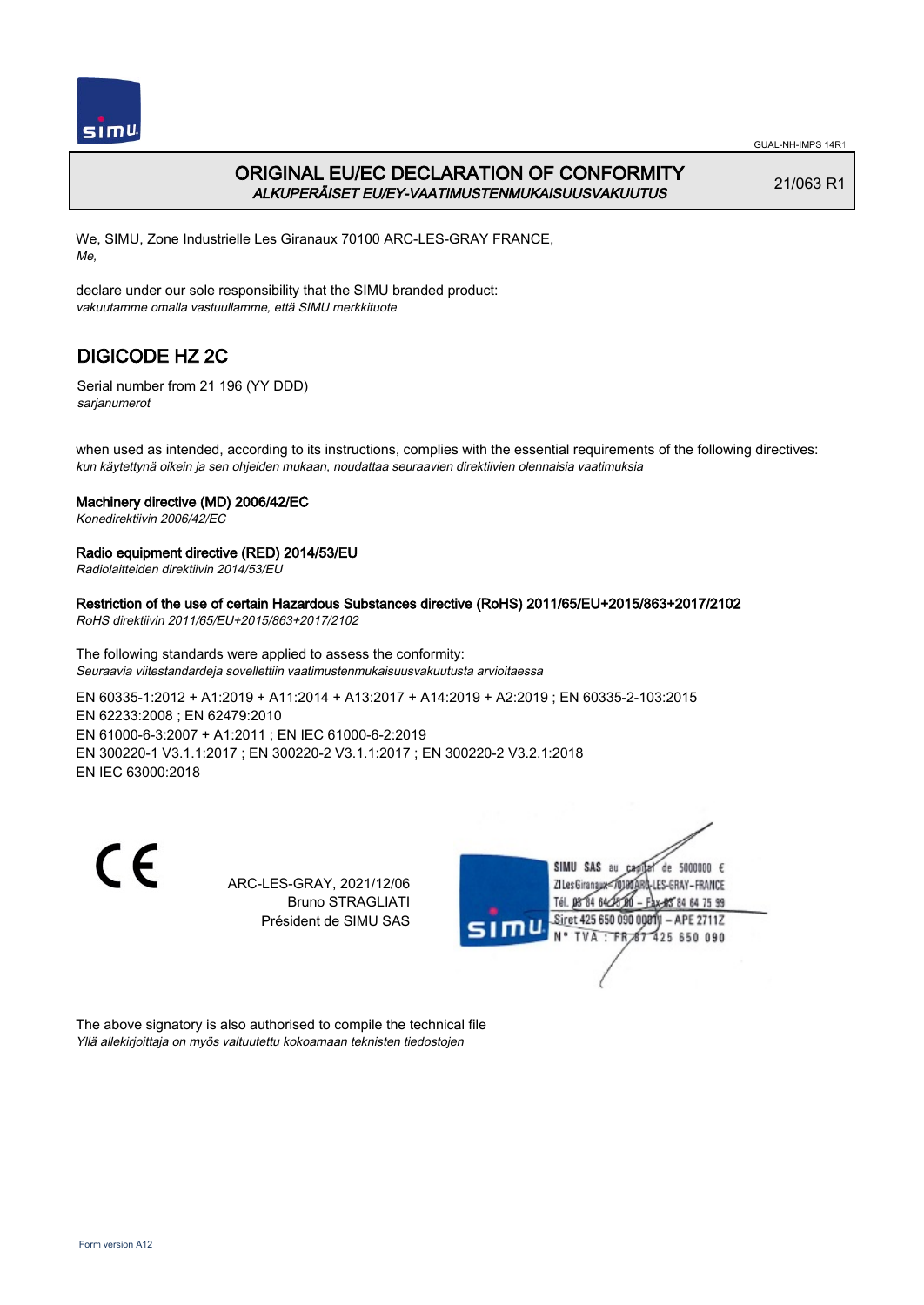# ORIGINAL EU/EC DECLARATION OF CONFORMITY

*ALKUPERÄISET EU/EY-VAATIMUSTENMUKAISUUSVAKUUTUS*

21/063 R1

We, SIMU, Zone Industrielle Les Giranaux 70100 ARC-LES-GRAY FRANCE,
*Me,*

declare under our sole responsibility that the SIMU branded product:
*vakuutamme omalla vastuullamme, että SIMU merkkituote*

## DIGICODE HZ 2C

Serial number from 21 196 (YY DDD)
*sarjanumerot*

when used as intended, according to its instructions, complies with the essential requirements of the following directives:
*kun käytettynä oikein ja sen ohjeiden mukaan, noudattaa seuraavien direktiivien olennaisia vaatimuksia*

**Machinery directive (MD) 2006/42/EC**
*Konedirektiivin 2006/42/EC*

**Radio equipment directive (RED) 2014/53/EU**
*Radiolaitteiden direktiivin 2014/53/EU*

**Restriction of the use of certain Hazardous Substances directive (RoHS) 2011/65/EU+2015/863+2017/2102**
*RoHS direktiivin 2011/65/EU+2015/863+2017/2102*

The following standards were applied to assess the conformity:
*Seuraavia viitestandardeja sovellettiin vaatimustenmukaisuusvakuutusta arvioitaessa*

EN 60335-1:2012 + A1:2019 + A11:2014 + A13:2017 + A14:2019 + A2:2019 ; EN 60335-2-103:2015
EN 62233:2008 ; EN 62479:2010
EN 61000-6-3:2007 + A1:2011 ; EN IEC 61000-6-2:2019
EN 300220-1 V3.1.1:2017 ; EN 300220-2 V3.1.1:2017 ; EN 300220-2 V3.2.1:2018
EN IEC 63000:2018

CE

ARC-LES-GRAY, 2021/12/06
Bruno STRAGLIATI
Président de SIMU SAS

SIMU SAS au capital de 5000000 €
ZI Les Giranaux 70100 ARC-LES-GRAY-FRANCE
Tél. 03 84 64 75 00 – Fax 03 84 64 75 99
Siret 425 650 090 00011 – APE 2711Z
N° TVA : FR 87 425 650 090

The above signatory is also authorised to compile the technical file
*Yllä allekirjoittaja on myös valtuutettu kokoamaan teknisten tiedostojen*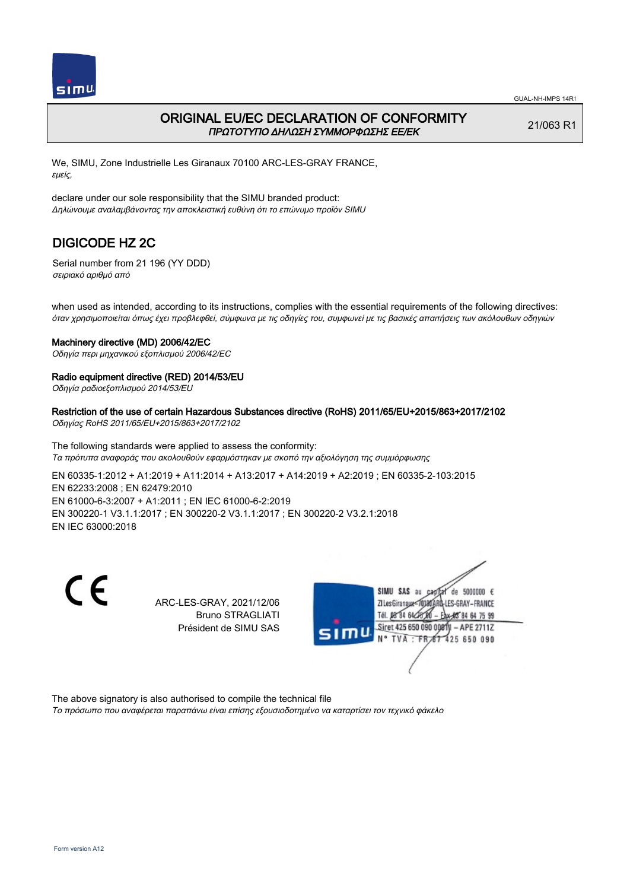# ORIGINAL EU/EC DECLARATION OF CONFORMITY
*ΠΡΩΤΟΤΥΠΟ ΔΗΛΩΣΗ ΣΥΜΜΟΡΦΩΣΗΣ ΕΕ/ΕΚ*

21/063 R1

We, SIMU, Zone Industrielle Les Giranaux 70100 ARC-LES-GRAY FRANCE,
*εμείς,*

declare under our sole responsibility that the SIMU branded product:
*Δηλώνουμε αναλαμβάνοντας την αποκλειστική ευθύνη ότι το επώνυμο προϊόν SIMU*

## DIGICODE HZ 2C

Serial number from 21 196 (YY DDD)
*σειριακό αριθμό από*

when used as intended, according to its instructions, complies with the essential requirements of the following directives:
*όταν χρησιμοποιείται όπως έχει προβλεφθεί, σύμφωνα με τις οδηγίες του, συμφωνεί με τις βασικές απαιτήσεις των ακόλουθων οδηγιών*

**Machinery directive (MD) 2006/42/EC**
*Οδηγία περι μηχανικού εξοπλισμού 2006/42/EC*

**Radio equipment directive (RED) 2014/53/EU**
*Οδηγία ραδιοεξοπλισμού 2014/53/EU*

**Restriction of the use of certain Hazardous Substances directive (RoHS) 2011/65/EU+2015/863+2017/2102**
*Οδηγίας RoHS 2011/65/EU+2015/863+2017/2102*

The following standards were applied to assess the conformity:
*Τα πρότυπα αναφοράς που ακολουθούν εφαρμόστηκαν με σκοπό την αξιολόγηση της συμμόρφωσης*

EN 60335-1:2012 + A1:2019 + A11:2014 + A13:2017 + A14:2019 + A2:2019 ; EN 60335-2-103:2015
EN 62233:2008 ; EN 62479:2010
EN 61000-6-3:2007 + A1:2011 ; EN IEC 61000-6-2:2019
EN 300220-1 V3.1.1:2017 ; EN 300220-2 V3.1.1:2017 ; EN 300220-2 V3.2.1:2018
EN IEC 63000:2018

ARC-LES-GRAY, 2021/12/06
Bruno STRAGLIATI
Président de SIMU SAS

SIMU SAS au capital de 5000000 €
ZI Les Giranaux 70100 ARC-LES-GRAY-FRANCE
Tél. 03 84 64 75 00 – Fax 03 84 64 75 99
Siret 425 650 090 00011 – APE 2711Z
N° TVA : FR 87 425 650 090

The above signatory is also authorised to compile the technical file
*Το πρόσωπο που αναφέρεται παραπάνω είναι επίσης εξουσιοδοτημένο να καταρτίσει τον τεχνικό φάκελο*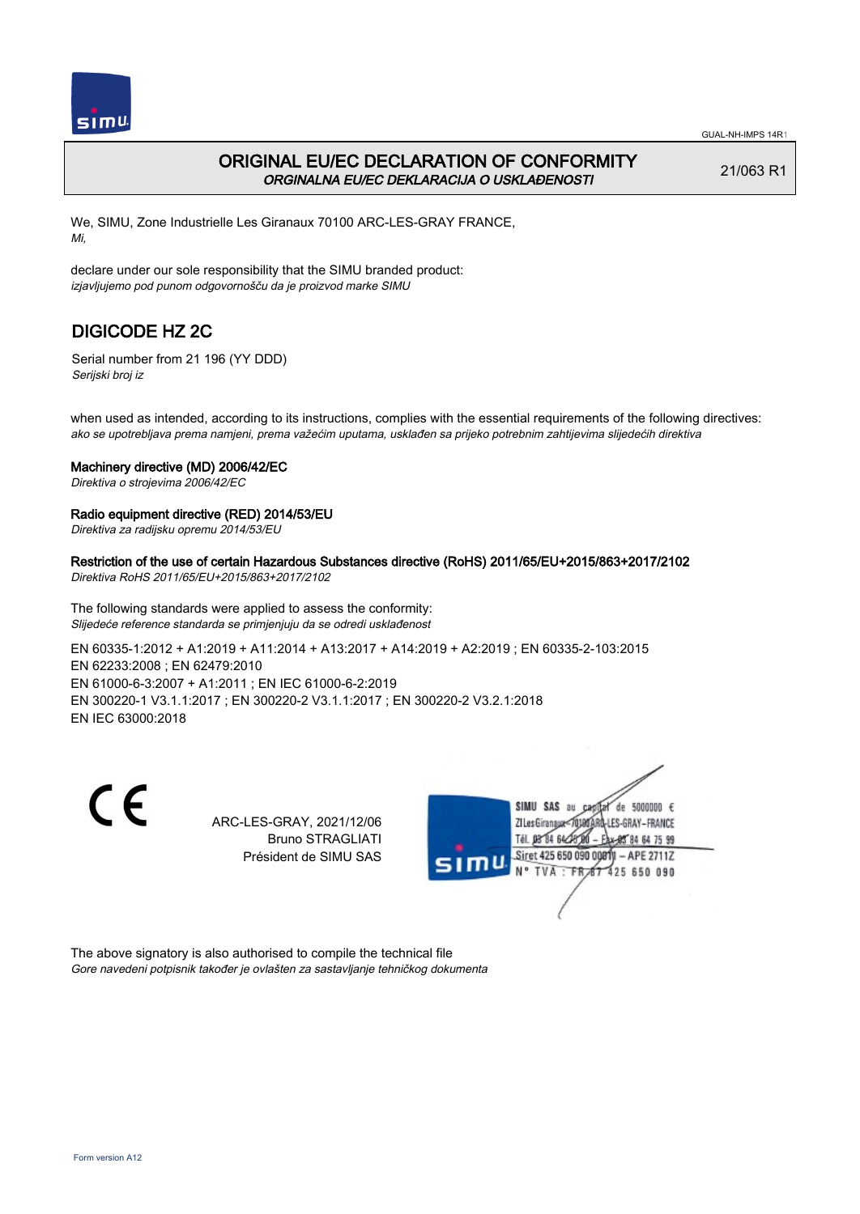# ORIGINAL EU/EC DECLARATION OF CONFORMITY

*ORGINALNA EU/EC DEKLARACIJA O USKLAĐENOSTI*

21/063 R1

We, SIMU, Zone Industrielle Les Giranaux 70100 ARC-LES-GRAY FRANCE,
*Mi,*

declare under our sole responsibility that the SIMU branded product:
*izjavljujemo pod punom odgovornošču da je proizvod marke SIMU*

## DIGICODE HZ 2C

Serial number from 21 196 (YY DDD)
*Serijski broj iz*

when used as intended, according to its instructions, complies with the essential requirements of the following directives:
*ako se upotrebljava prema namjeni, prema važećim uputama, usklađen sa prijeko potrebnim zahtijevima slijedećih direktiva*

**Machinery directive (MD) 2006/42/EC**
*Direktiva o strojevima 2006/42/EC*

**Radio equipment directive (RED) 2014/53/EU**
*Direktiva za radijsku opremu 2014/53/EU*

**Restriction of the use of certain Hazardous Substances directive (RoHS) 2011/65/EU+2015/863+2017/2102**
*Direktiva RoHS 2011/65/EU+2015/863+2017/2102*

The following standards were applied to assess the conformity:
*Slijedeće reference standarda se primjenjuju da se odredi usklađenost*

EN 60335-1:2012 + A1:2019 + A11:2014 + A13:2017 + A14:2019 + A2:2019 ; EN 60335-2-103:2015
EN 62233:2008 ; EN 62479:2010
EN 61000-6-3:2007 + A1:2011 ; EN IEC 61000-6-2:2019
EN 300220-1 V3.1.1:2017 ; EN 300220-2 V3.1.1:2017 ; EN 300220-2 V3.2.1:2018
EN IEC 63000:2018

CE

ARC-LES-GRAY, 2021/12/06
Bruno STRAGLIATI
Président de SIMU SAS

SIMU SAS au capital de 5000000 €
ZI Les Giranaux 70100 ARC-LES-GRAY-FRANCE
Tél. 03 84 64 75 00 – Fax 03 84 64 75 99
Siret 425 650 090 00011 – APE 2711Z
N° TVA : FR 87 425 650 090

The above signatory is also authorised to compile the technical file
*Gore navedeni potpisnik također je ovlašten za sastavljanje tehničkog dokumenta*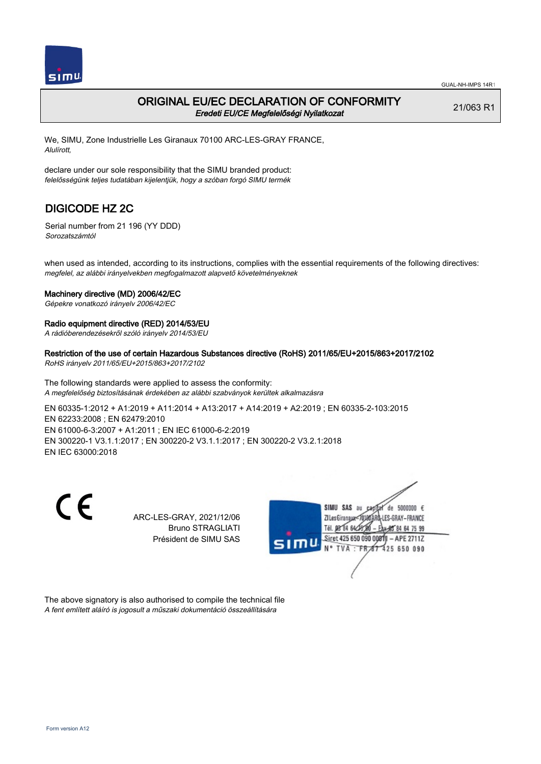GUAL-NH-IMPS 14R1

# ORIGINAL EU/EC DECLARATION OF CONFORMITY

*Eredeti EU/CE Megfelelőségi Nyilatkozat*

21/063 R1

We, SIMU, Zone Industrielle Les Giranaux 70100 ARC-LES-GRAY FRANCE,
*Alulírott,*

declare under our sole responsibility that the SIMU branded product:
*felelősségünk teljes tudatában kijelentjük, hogy a szóban forgó SIMU termék*

## DIGICODE HZ 2C

Serial number from 21 196 (YY DDD)
*Sorozatszámtól*

when used as intended, according to its instructions, complies with the essential requirements of the following directives:
*megfelel, az alábbi irányelvekben megfogalmazott alapvető követelményeknek*

**Machinery directive (MD) 2006/42/EC**
*Gépekre vonatkozó irányelv 2006/42/EC*

**Radio equipment directive (RED) 2014/53/EU**
*A rádióberendezésekről szóló irányelv 2014/53/EU*

**Restriction of the use of certain Hazardous Substances directive (RoHS) 2011/65/EU+2015/863+2017/2102**
*RoHS irányelv 2011/65/EU+2015/863+2017/2102*

The following standards were applied to assess the conformity:
*A megfelelőség biztosításának érdekében az alábbi szabványok kerültek alkalmazásra*

EN 60335-1:2012 + A1:2019 + A11:2014 + A13:2017 + A14:2019 + A2:2019 ; EN 60335-2-103:2015
EN 62233:2008 ; EN 62479:2010
EN 61000-6-3:2007 + A1:2011 ; EN IEC 61000-6-2:2019
EN 300220-1 V3.1.1:2017 ; EN 300220-2 V3.1.1:2017 ; EN 300220-2 V3.2.1:2018
EN IEC 63000:2018

CE

ARC-LES-GRAY, 2021/12/06
Bruno STRAGLIATI
Président de SIMU SAS

SIMU SAS au capital de 5000000 €
ZI Les Giranaux 70100 ARC-LES-GRAY–FRANCE
Tél. 03 84 64 75 00 – Fax 03 84 64 75 99
Siret 425 650 090 00011 – APE 2711Z
N° TVA : FR 87 425 650 090

The above signatory is also authorised to compile the technical file
*A fent említett aláíró is jogosult a műszaki dokumentáció összeállítására*

Form version A12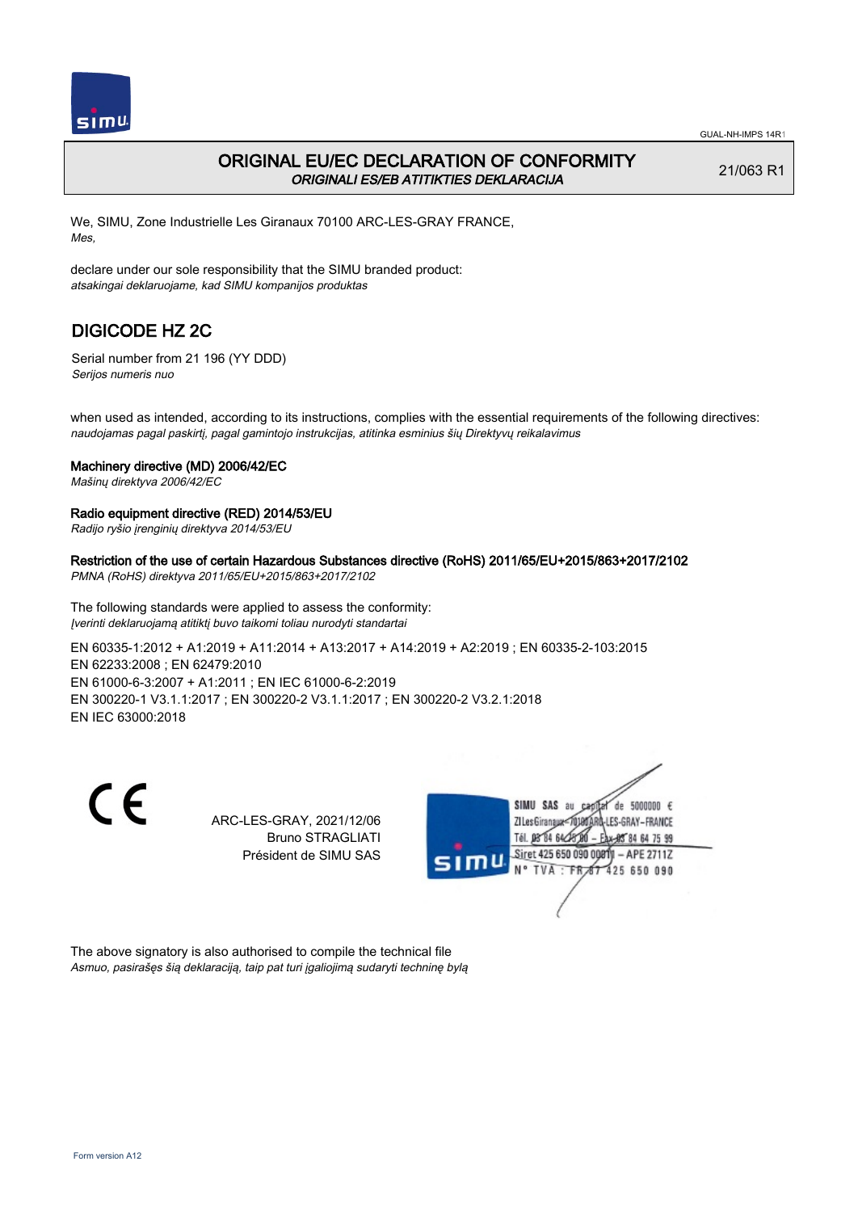# ORIGINAL EU/EC DECLARATION OF CONFORMITY
*ORIGINALI ES/EB ATITIKTIES DEKLARACIJA*

21/063 R1

We, SIMU, Zone Industrielle Les Giranaux 70100 ARC-LES-GRAY FRANCE,
*Mes,*

declare under our sole responsibility that the SIMU branded product:
*atsakingai deklaruojame, kad SIMU kompanijos produktas*

## DIGICODE HZ 2C

Serial number from 21 196 (YY DDD)
*Serijos numeris nuo*

when used as intended, according to its instructions, complies with the essential requirements of the following directives:
*naudojamas pagal paskirtį, pagal gamintojo instrukcijas, atitinka esminius šių Direktyvų reikalavimus*

**Machinery directive (MD) 2006/42/EC**
*Mašinų direktyva 2006/42/EC*

**Radio equipment directive (RED) 2014/53/EU**
*Radijo ryšio įrenginių direktyva 2014/53/EU*

**Restriction of the use of certain Hazardous Substances directive (RoHS) 2011/65/EU+2015/863+2017/2102**
*PMNA (RoHS) direktyva 2011/65/EU+2015/863+2017/2102*

The following standards were applied to assess the conformity:
*Įverinti deklaruojamą atitiktį buvo taikomi toliau nurodyti standartai*

EN 60335-1:2012 + A1:2019 + A11:2014 + A13:2017 + A14:2019 + A2:2019 ; EN 60335-2-103:2015
EN 62233:2008 ; EN 62479:2010
EN 61000-6-3:2007 + A1:2011 ; EN IEC 61000-6-2:2019
EN 300220-1 V3.1.1:2017 ; EN 300220-2 V3.1.1:2017 ; EN 300220-2 V3.2.1:2018
EN IEC 63000:2018

ARC-LES-GRAY, 2021/12/06
Bruno STRAGLIATI
Président de SIMU SAS

SIMU SAS au capital de 5000000 €
ZI Les Giranaux 70100 ARC-LES-GRAY – FRANCE
Tél. 03 84 64 75 00 – Fax 03 84 64 75 99
Siret 425 650 090 00011 – APE 2711Z
N° TVA : FR 87 425 650 090

The above signatory is also authorised to compile the technical file
*Asmuo, pasirašęs šią deklaraciją, taip pat turi įgaliojimą sudaryti techninę bylą*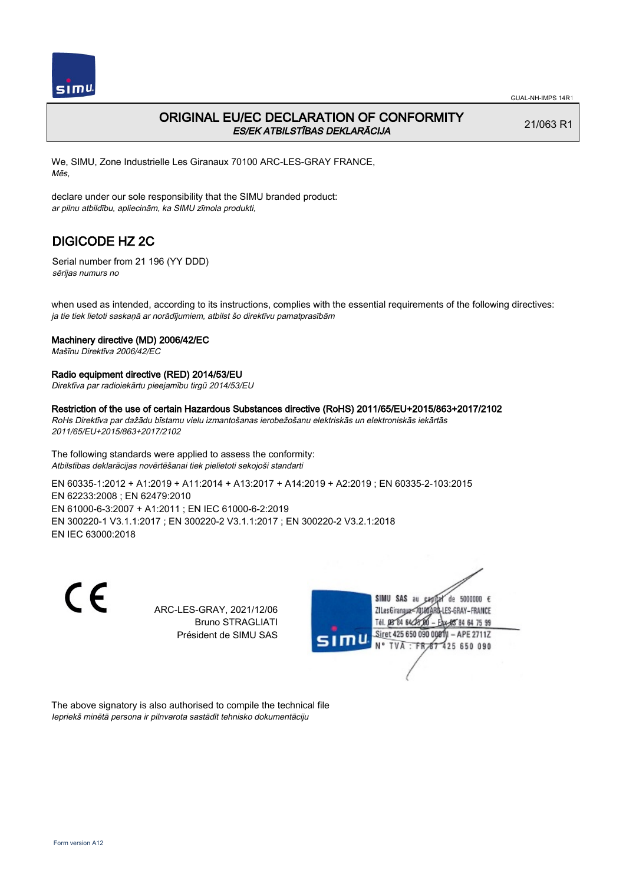# ORIGINAL EU/EC DECLARATION OF CONFORMITY
*ES/EK ATBILSTĪBAS DEKLARĀCIJA*

21/063 R1

We, SIMU, Zone Industrielle Les Giranaux 70100 ARC-LES-GRAY FRANCE,
*Mēs,*

declare under our sole responsibility that the SIMU branded product:
*ar pilnu atbildību, apliecinām, ka SIMU zīmola produkti,*

## DIGICODE HZ 2C

Serial number from 21 196 (YY DDD)
*sērijas numurs no*

when used as intended, according to its instructions, complies with the essential requirements of the following directives:
*ja tie tiek lietoti saskaņā ar norādījumiem, atbilst šo direktīvu pamatprasībām*

**Machinery directive (MD) 2006/42/EC**
*Mašīnu Direktīva 2006/42/EC*

**Radio equipment directive (RED) 2014/53/EU**
*Direktīva par radioiekārtu pieejamību tirgū 2014/53/EU*

**Restriction of the use of certain Hazardous Substances directive (RoHS) 2011/65/EU+2015/863+2017/2102**
*RoHs Direktīva par dažādu bīstamu vielu izmantošanas ierobežošanu elektriskās un elektroniskās iekārtās 2011/65/EU+2015/863+2017/2102*

The following standards were applied to assess the conformity:
*Atbilstības deklarācijas novērtēšanai tiek pielietoti sekojoši standarti*

EN 60335-1:2012 + A1:2019 + A11:2014 + A13:2017 + A14:2019 + A2:2019 ; EN 60335-2-103:2015
EN 62233:2008 ; EN 62479:2010
EN 61000-6-3:2007 + A1:2011 ; EN IEC 61000-6-2:2019
EN 300220-1 V3.1.1:2017 ; EN 300220-2 V3.1.1:2017 ; EN 300220-2 V3.2.1:2018
EN IEC 63000:2018

CE

ARC-LES-GRAY, 2021/12/06
Bruno STRAGLIATI
Président de SIMU SAS

SIMU SAS au capital de 5000000 €
ZI Les Giranaux 70100 ARC-LES-GRAY-FRANCE
Tél. 03 84 64 75 00 – Fax 03 84 64 75 99
Siret 425 650 090 00011 – APE 2711Z
N° TVA : FR 87 425 650 090

The above signatory is also authorised to compile the technical file
*Iepriekš minētā persona ir pilnvarota sastādīt tehnisko dokumentāciju*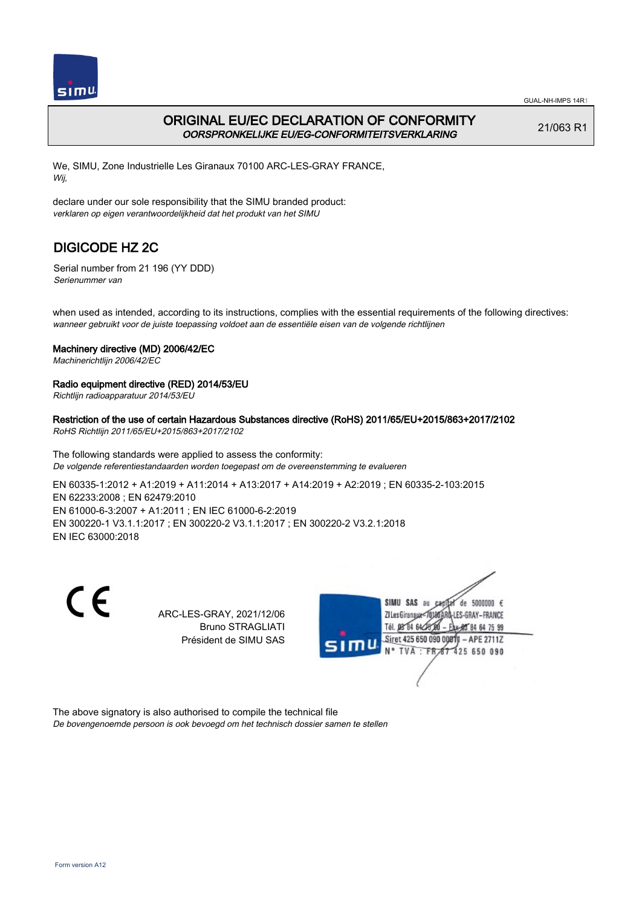GUAL-NH-IMPS 14R1

# ORIGINAL EU/EC DECLARATION OF CONFORMITY
*OORSPRONKELIJKE EU/EG-CONFORMITEITSVERKLARING*

21/063 R1

We, SIMU, Zone Industrielle Les Giranaux 70100 ARC-LES-GRAY FRANCE,
*Wij,*

declare under our sole responsibility that the SIMU branded product:
*verklaren op eigen verantwoordelijkheid dat het produkt van het SIMU*

## DIGICODE HZ 2C

Serial number from 21 196 (YY DDD)
*Serienummer van*

when used as intended, according to its instructions, complies with the essential requirements of the following directives:
*wanneer gebruikt voor de juiste toepassing voldoet aan de essentiële eisen van de volgende richtlijnen*

**Machinery directive (MD) 2006/42/EC**
*Machinerichtlijn 2006/42/EC*

**Radio equipment directive (RED) 2014/53/EU**
*Richtlijn radioapparatuur 2014/53/EU*

**Restriction of the use of certain Hazardous Substances directive (RoHS) 2011/65/EU+2015/863+2017/2102**
*RoHS Richtlijn 2011/65/EU+2015/863+2017/2102*

The following standards were applied to assess the conformity:
*De volgende referentiestandaarden worden toegepast om de overeenstemming te evalueren*

EN 60335-1:2012 + A1:2019 + A11:2014 + A13:2017 + A14:2019 + A2:2019 ; EN 60335-2-103:2015
EN 62233:2008 ; EN 62479:2010
EN 61000-6-3:2007 + A1:2011 ; EN IEC 61000-6-2:2019
EN 300220-1 V3.1.1:2017 ; EN 300220-2 V3.1.1:2017 ; EN 300220-2 V3.2.1:2018
EN IEC 63000:2018

ARC-LES-GRAY, 2021/12/06
Bruno STRAGLIATI
Président de SIMU SAS

SIMU SAS au capital de 5000000 €
ZI Les Giranaux 70100 ARC-LES-GRAY-FRANCE
Tél. 03 84 64 75 00 – Fax 03 84 64 75 99
Siret 425 650 090 00011 – APE 2711Z
N° TVA : FR 87 425 650 090

The above signatory is also authorised to compile the technical file
*De bovengenoemde persoon is ook bevoegd om het technisch dossier samen te stellen*

Form version A12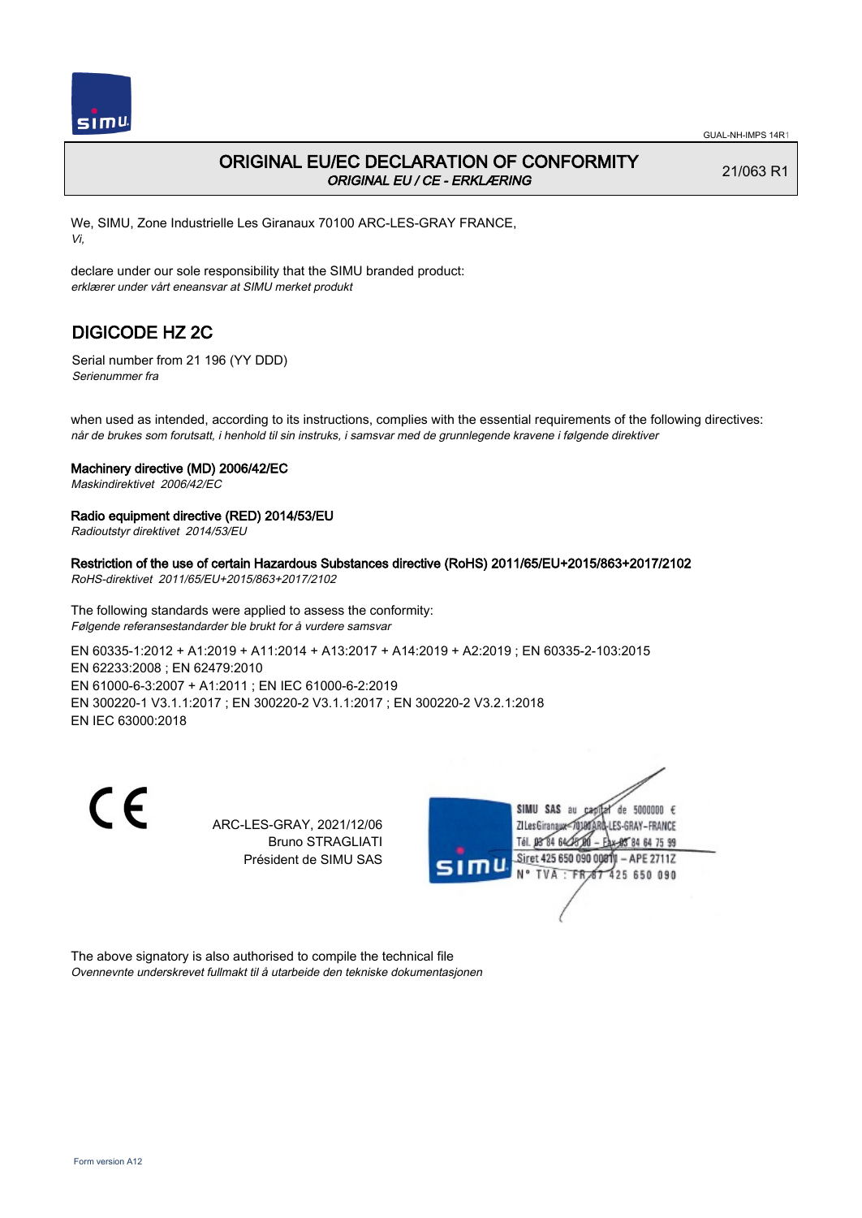# ORIGINAL EU/EC DECLARATION OF CONFORMITY

*ORIGINAL EU / CE - ERKLÆRING*

21/063 R1

We, SIMU, Zone Industrielle Les Giranaux 70100 ARC-LES-GRAY FRANCE,
*Vi,*

declare under our sole responsibility that the SIMU branded product:
*erklærer under vårt eneansvar at SIMU merket produkt*

## DIGICODE HZ 2C

Serial number from 21 196 (YY DDD)
*Serienummer fra*

when used as intended, according to its instructions, complies with the essential requirements of the following directives:
*når de brukes som forutsatt, i henhold til sin instruks, i samsvar med de grunnlegende kravene i følgende direktiver*

**Machinery directive (MD) 2006/42/EC**
*Maskindirektivet 2006/42/EC*

**Radio equipment directive (RED) 2014/53/EU**
*Radioutstyr direktivet 2014/53/EU*

**Restriction of the use of certain Hazardous Substances directive (RoHS) 2011/65/EU+2015/863+2017/2102**
*RoHS-direktivet 2011/65/EU+2015/863+2017/2102*

The following standards were applied to assess the conformity:
*Følgende referansestandarder ble brukt for å vurdere samsvar*

EN 60335-1:2012 + A1:2019 + A11:2014 + A13:2017 + A14:2019 + A2:2019 ; EN 60335-2-103:2015
EN 62233:2008 ; EN 62479:2010
EN 61000-6-3:2007 + A1:2011 ; EN IEC 61000-6-2:2019
EN 300220-1 V3.1.1:2017 ; EN 300220-2 V3.1.1:2017 ; EN 300220-2 V3.2.1:2018
EN IEC 63000:2018

CE

ARC-LES-GRAY, 2021/12/06
Bruno STRAGLIATI
Président de SIMU SAS

SIMU SAS au capital de 5000000 €
ZI Les Giranaux 70100 ARC-LES-GRAY-FRANCE
Tél. 03 84 64 75 00 – Fax 03 84 64 75 99
Siret 425 650 090 00811 – APE 2711Z
N° TVA : FR 87 425 650 090

The above signatory is also authorised to compile the technical file
*Ovennevnte underskrevet fullmakt til å utarbeide den tekniske dokumentasjonen*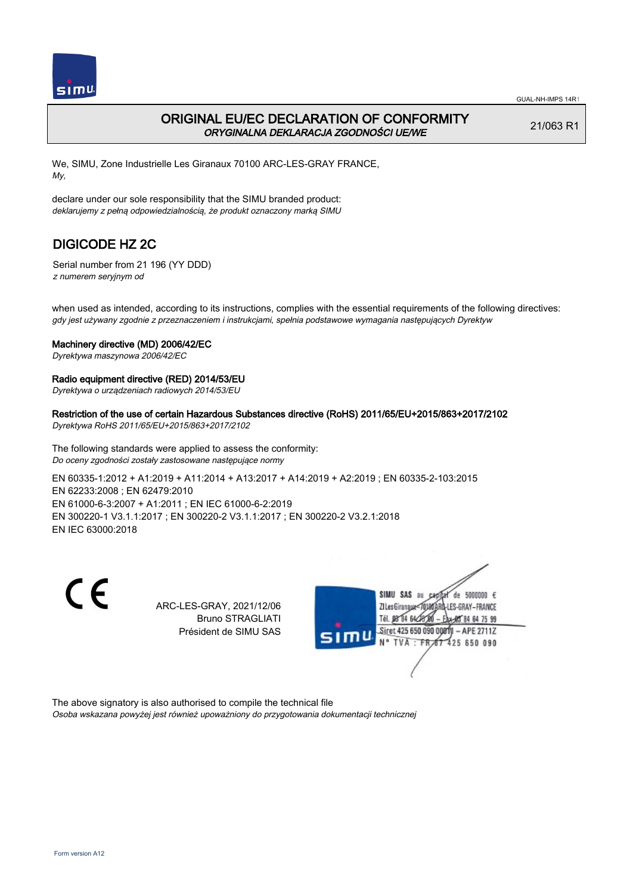# ORIGINAL EU/EC DECLARATION OF CONFORMITY
*ORYGINALNA DEKLARACJA ZGODNOŚCI UE/WE*

21/063 R1

We, SIMU, Zone Industrielle Les Giranaux 70100 ARC-LES-GRAY FRANCE,
*My,*

declare under our sole responsibility that the SIMU branded product:
*deklarujemy z pełną odpowiedzialnością, że produkt oznaczony marką SIMU*

## DIGICODE HZ 2C

Serial number from 21 196 (YY DDD)
*z numerem seryjnym od*

when used as intended, according to its instructions, complies with the essential requirements of the following directives:
*gdy jest używany zgodnie z przeznaczeniem i instrukcjami, spełnia podstawowe wymagania następujących Dyrektyw*

**Machinery directive (MD) 2006/42/EC**
*Dyrektywa maszynowa 2006/42/EC*

**Radio equipment directive (RED) 2014/53/EU**
*Dyrektywa o urządzeniach radiowych 2014/53/EU*

**Restriction of the use of certain Hazardous Substances directive (RoHS) 2011/65/EU+2015/863+2017/2102**
*Dyrektywa RoHS 2011/65/EU+2015/863+2017/2102*

The following standards were applied to assess the conformity:
*Do oceny zgodności zostały zastosowane następujące normy*

EN 60335-1:2012 + A1:2019 + A11:2014 + A13:2017 + A14:2019 + A2:2019 ; EN 60335-2-103:2015
EN 62233:2008 ; EN 62479:2010
EN 61000-6-3:2007 + A1:2011 ; EN IEC 61000-6-2:2019
EN 300220-1 V3.1.1:2017 ; EN 300220-2 V3.1.1:2017 ; EN 300220-2 V3.2.1:2018
EN IEC 63000:2018

CE

ARC-LES-GRAY, 2021/12/06
Bruno STRAGLIATI
Président de SIMU SAS

SIMU SAS au capital de 5000000 €
ZI Les Giranaux 70100 ARC-LES-GRAY–FRANCE
Tél. 03 84 64 75 00 – Fax 03 84 64 75 99
Siret 425 650 090 00011 – APE 2711Z
N° TVA : FR 87 425 650 090

The above signatory is also authorised to compile the technical file
*Osoba wskazana powyżej jest również upoważniony do przygotowania dokumentacji technicznej*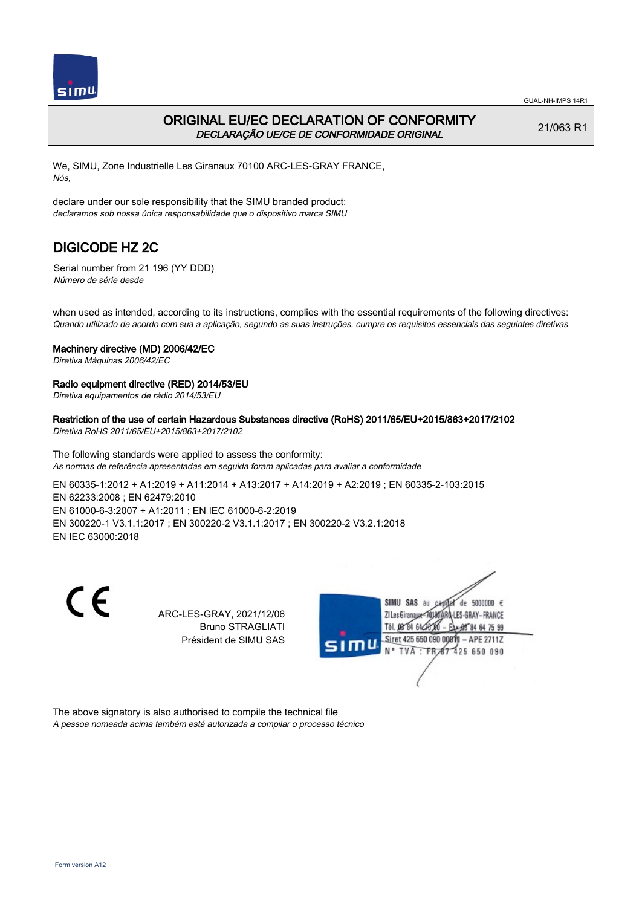# ORIGINAL EU/EC DECLARATION OF CONFORMITY

*DECLARAÇÃO UE/CE DE CONFORMIDADE ORIGINAL*

21/063 R1

We, SIMU, Zone Industrielle Les Giranaux 70100 ARC-LES-GRAY FRANCE,
*Nós,*

declare under our sole responsibility that the SIMU branded product:
*declaramos sob nossa única responsabilidade que o dispositivo marca SIMU*

## DIGICODE HZ 2C

Serial number from 21 196 (YY DDD)
*Número de série desde*

when used as intended, according to its instructions, complies with the essential requirements of the following directives:
*Quando utilizado de acordo com sua a aplicação, segundo as suas instruções, cumpre os requisitos essenciais das seguintes diretivas*

**Machinery directive (MD) 2006/42/EC**
*Diretiva Máquinas 2006/42/EC*

**Radio equipment directive (RED) 2014/53/EU**
*Diretiva equipamentos de rádio 2014/53/EU*

**Restriction of the use of certain Hazardous Substances directive (RoHS) 2011/65/EU+2015/863+2017/2102**
*Diretiva RoHS 2011/65/EU+2015/863+2017/2102*

The following standards were applied to assess the conformity:
*As normas de referência apresentadas em seguida foram aplicadas para avaliar a conformidade*

EN 60335-1:2012 + A1:2019 + A11:2014 + A13:2017 + A14:2019 + A2:2019 ; EN 60335-2-103:2015
EN 62233:2008 ; EN 62479:2010
EN 61000-6-3:2007 + A1:2011 ; EN IEC 61000-6-2:2019
EN 300220-1 V3.1.1:2017 ; EN 300220-2 V3.1.1:2017 ; EN 300220-2 V3.2.1:2018
EN IEC 63000:2018

CE

ARC-LES-GRAY, 2021/12/06
Bruno STRAGLIATI
Président de SIMU SAS

SIMU SAS au capital de 5000000 €
ZI Les Giranaux 70100 ARC-LES-GRAY-FRANCE
Tél. 03 84 64 75 00 – Fax 03 84 64 75 99
Siret 425 650 090 00011 – APE 2711Z
N° TVA : FR 87 425 650 090

The above signatory is also authorised to compile the technical file
*A pessoa nomeada acima também está autorizada a compilar o processo técnico*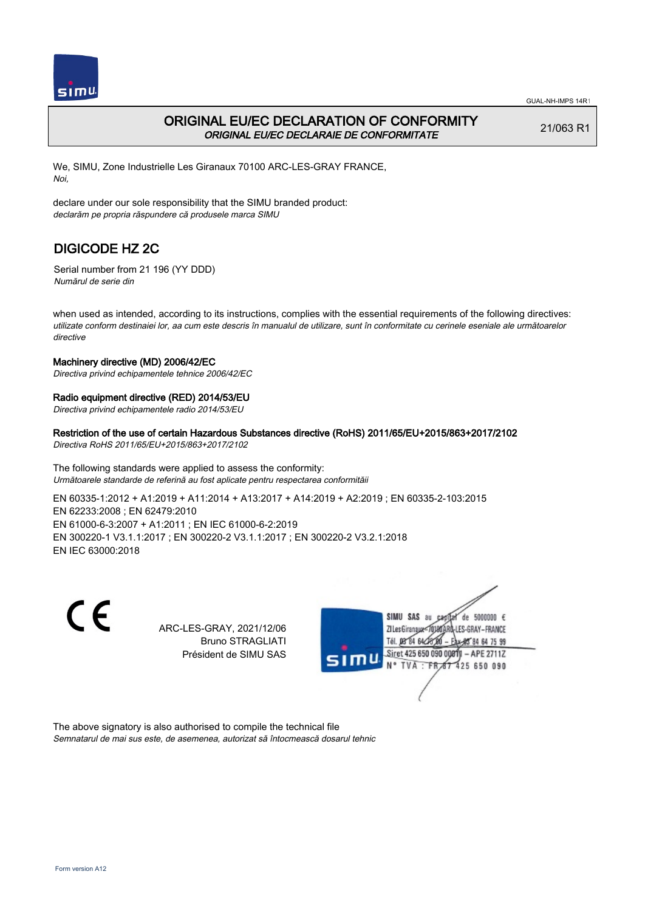# ORIGINAL EU/EC DECLARATION OF CONFORMITY

*ORIGINAL EU/EC DECLARAIE DE CONFORMITATE*

21/063 R1

We, SIMU, Zone Industrielle Les Giranaux 70100 ARC-LES-GRAY FRANCE,
*Noi,*

declare under our sole responsibility that the SIMU branded product:
*declarăm pe propria răspundere că produsele marca SIMU*

## DIGICODE HZ 2C

Serial number from 21 196 (YY DDD)
*Numărul de serie din*

when used as intended, according to its instructions, complies with the essential requirements of the following directives:
*utilizate conform destinaiei lor, aa cum este descris în manualul de utilizare, sunt în conformitate cu cerinele eseniale ale următoarelor directive*

**Machinery directive (MD) 2006/42/EC**
*Directiva privind echipamentele tehnice 2006/42/EC*

**Radio equipment directive (RED) 2014/53/EU**
*Directiva privind echipamentele radio 2014/53/EU*

**Restriction of the use of certain Hazardous Substances directive (RoHS) 2011/65/EU+2015/863+2017/2102**
*Directiva RoHS 2011/65/EU+2015/863+2017/2102*

The following standards were applied to assess the conformity:
*Următoarele standarde de referină au fost aplicate pentru respectarea conformităii*

EN 60335‑1:2012 + A1:2019 + A11:2014 + A13:2017 + A14:2019 + A2:2019 ; EN 60335‑2‑103:2015
EN 62233:2008 ; EN 62479:2010
EN 61000‑6‑3:2007 + A1:2011 ; EN IEC 61000‑6‑2:2019
EN 300220‑1 V3.1.1:2017 ; EN 300220‑2 V3.1.1:2017 ; EN 300220‑2 V3.2.1:2018
EN IEC 63000:2018

CE

ARC-LES-GRAY, 2021/12/06
Bruno STRAGLIATI
Président de SIMU SAS

SIMU SAS au capital de 5000000 €
ZI Les Giranaux 70100 ARC-LES-GRAY-FRANCE
Tél. 03 84 64 75 00 – Fax 03 84 64 75 99
Siret 425 650 090 00011 – APE 2711Z
N° TVA : FR 87 425 650 090

The above signatory is also authorised to compile the technical file
*Semnatarul de mai sus este, de asemenea, autorizat să întocmească dosarul tehnic*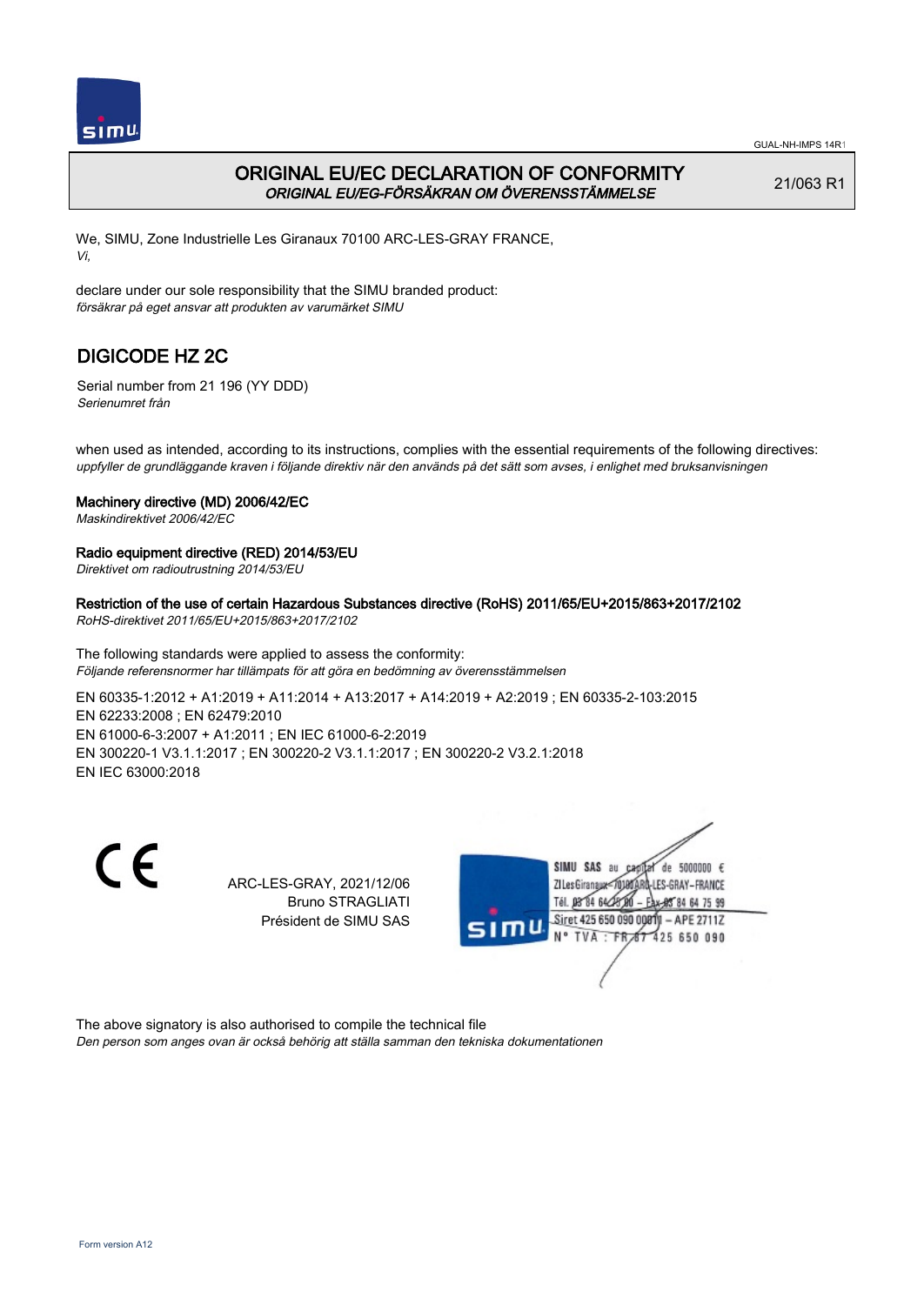GUAL-NH-IMPS 14R1

# ORIGINAL EU/EC DECLARATION OF CONFORMITY
*ORIGINAL EU/EG-FÖRSÄKRAN OM ÖVERENSSTÄMMELSE*

21/063 R1

We, SIMU, Zone Industrielle Les Giranaux 70100 ARC-LES-GRAY FRANCE,
*Vi,*

declare under our sole responsibility that the SIMU branded product:
*försäkrar på eget ansvar att produkten av varumärket SIMU*

## DIGICODE HZ 2C

Serial number from 21 196 (YY DDD)
*Serienumret från*

when used as intended, according to its instructions, complies with the essential requirements of the following directives:
*uppfyller de grundläggande kraven i följande direktiv när den används på det sätt som avses, i enlighet med bruksanvisningen*

**Machinery directive (MD) 2006/42/EC**
*Maskindirektivet 2006/42/EC*

**Radio equipment directive (RED) 2014/53/EU**
*Direktivet om radioutrustning 2014/53/EU*

**Restriction of the use of certain Hazardous Substances directive (RoHS) 2011/65/EU+2015/863+2017/2102**
*RoHS-direktivet 2011/65/EU+2015/863+2017/2102*

The following standards were applied to assess the conformity:
*Följande referensnormer har tillämpats för att göra en bedömning av överensstämmelsen*

EN 60335-1:2012 + A1:2019 + A11:2014 + A13:2017 + A14:2019 + A2:2019 ; EN 60335-2-103:2015
EN 62233:2008 ; EN 62479:2010
EN 61000-6-3:2007 + A1:2011 ; EN IEC 61000-6-2:2019
EN 300220-1 V3.1.1:2017 ; EN 300220-2 V3.1.1:2017 ; EN 300220-2 V3.2.1:2018
EN IEC 63000:2018

CE

ARC-LES-GRAY, 2021/12/06
Bruno STRAGLIATI
Président de SIMU SAS

SIMU SAS au capital de 5000000 €
ZI Les Giranaux - 70100 ARC-LES-GRAY - FRANCE
Tél. 03 84 64 75 00 - Fax 03 84 64 75 99
Siret 425 650 090 00011 - APE 2711Z
N° TVA : FR 87 425 650 090

The above signatory is also authorised to compile the technical file
*Den person som anges ovan är också behörig att ställa samman den tekniska dokumentationen*

Form version A12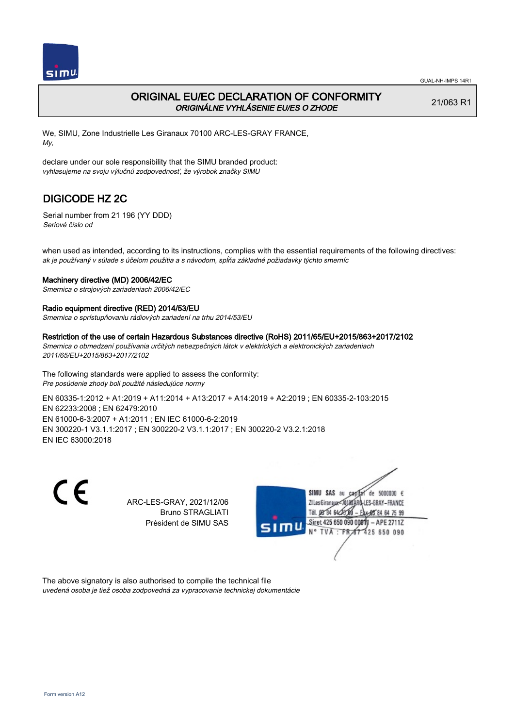GUAL-NH-IMPS 14R1

# ORIGINAL EU/EC DECLARATION OF CONFORMITY
*ORIGINÁLNE VYHLÁSENIE EU/ES O ZHODE*

21/063 R1

We, SIMU, Zone Industrielle Les Giranaux 70100 ARC-LES-GRAY FRANCE,
*My,*

declare under our sole responsibility that the SIMU branded product:
*vyhlasujeme na svoju výlučnú zodpovednosť, že výrobok značky SIMU*

## DIGICODE HZ 2C

Serial number from 21 196 (YY DDD)
*Seriové číslo od*

when used as intended, according to its instructions, complies with the essential requirements of the following directives:
*ak je používaný v súlade s účelom použitia a s návodom, spĺňa základné požiadavky týchto smerníc*

**Machinery directive (MD) 2006/42/EC**
*Smernica o strojových zariadeniach 2006/42/EC*

**Radio equipment directive (RED) 2014/53/EU**
*Smernica o sprístupňovaniu rádiových zariadení na trhu 2014/53/EU*

**Restriction of the use of certain Hazardous Substances directive (RoHS) 2011/65/EU+2015/863+2017/2102**
*Smernica o obmedzení používania určitých nebezpečných látok v elektrických a elektronických zariadeniach 2011/65/EU+2015/863+2017/2102*

The following standards were applied to assess the conformity:
*Pre posúdenie zhody boli použité následujúce normy*

EN 60335-1:2012 + A1:2019 + A11:2014 + A13:2017 + A14:2019 + A2:2019 ; EN 60335-2-103:2015
EN 62233:2008 ; EN 62479:2010
EN 61000-6-3:2007 + A1:2011 ; EN IEC 61000-6-2:2019
EN 300220-1 V3.1.1:2017 ; EN 300220-2 V3.1.1:2017 ; EN 300220-2 V3.2.1:2018
EN IEC 63000:2018

CE

ARC-LES-GRAY, 2021/12/06
Bruno STRAGLIATI
Président de SIMU SAS

SIMU SAS au capital de 5000000 €
ZI Les Giranaux 70100 ARC-LES-GRAY-FRANCE
Tél. 03 84 64 75 00 – Fax 03 84 64 75 99
Siret 425 650 090 00011 – APE 2711Z
N° TVA : FR 87 425 650 090

The above signatory is also authorised to compile the technical file
*uvedená osoba je tiež osoba zodpovedná za vypracovanie technickej dokumentácie*

Form version A12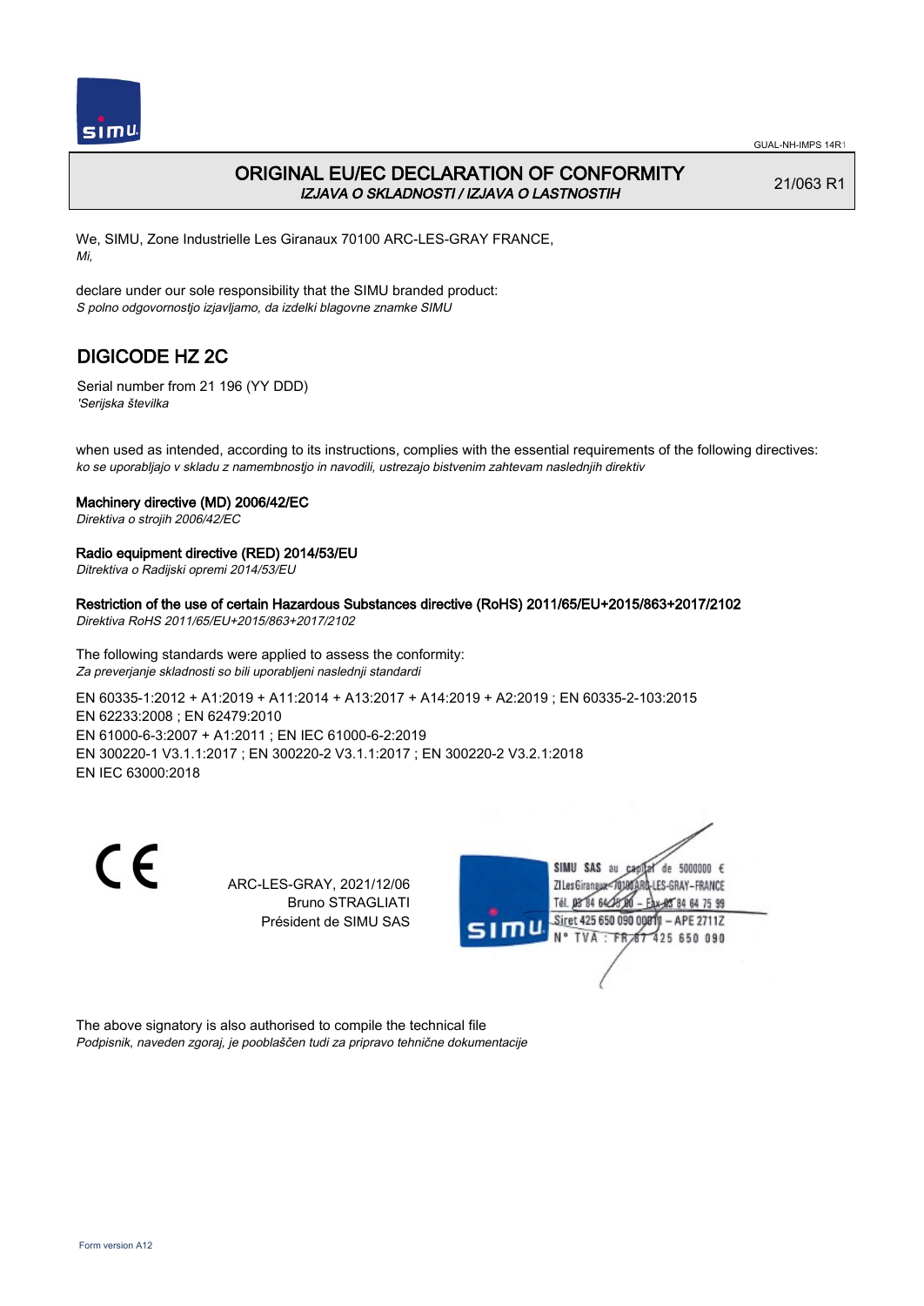# ORIGINAL EU/EC DECLARATION OF CONFORMITY

*IZJAVA O SKLADNOSTI / IZJAVA O LASTNOSTIH*

21/063 R1

We, SIMU, Zone Industrielle Les Giranaux 70100 ARC-LES-GRAY FRANCE,
*Mi,*

declare under our sole responsibility that the SIMU branded product:
*S polno odgovornostjo izjavljamo, da izdelki blagovne znamke SIMU*

## DIGICODE HZ 2C

Serial number from 21 196 (YY DDD)
*'Serijska številka*

when used as intended, according to its instructions, complies with the essential requirements of the following directives:
*ko se uporabljajo v skladu z namembnostjo in navodili, ustrezajo bistvenim zahtevam naslednjih direktiv*

**Machinery directive (MD) 2006/42/EC**
*Direktiva o strojih 2006/42/EC*

**Radio equipment directive (RED) 2014/53/EU**
*Ditrektiva o Radijski opremi 2014/53/EU*

**Restriction of the use of certain Hazardous Substances directive (RoHS) 2011/65/EU+2015/863+2017/2102**
*Direktiva RoHS 2011/65/EU+2015/863+2017/2102*

The following standards were applied to assess the conformity:
*Za preverjanje skladnosti so bili uporabljeni naslednji standardi*

EN 60335-1:2012 + A1:2019 + A11:2014 + A13:2017 + A14:2019 + A2:2019 ; EN 60335-2-103:2015
EN 62233:2008 ; EN 62479:2010
EN 61000-6-3:2007 + A1:2011 ; EN IEC 61000-6-2:2019
EN 300220-1 V3.1.1:2017 ; EN 300220-2 V3.1.1:2017 ; EN 300220-2 V3.2.1:2018
EN IEC 63000:2018

CE

ARC-LES-GRAY, 2021/12/06
Bruno STRAGLIATI
Président de SIMU SAS

SIMU SAS au capital de 5000000 €
ZI Les Giranaux 70100 ARC-LES-GRAY-FRANCE
Tél. 03 84 64 75 00 – Fax 03 84 64 75 99
Siret 425 650 090 00011 – APE 2711Z
N° TVA : FR 87 425 650 090

The above signatory is also authorised to compile the technical file
*Podpisnik, naveden zgoraj, je pooblaščen tudi za pripravo tehnične dokumentacije*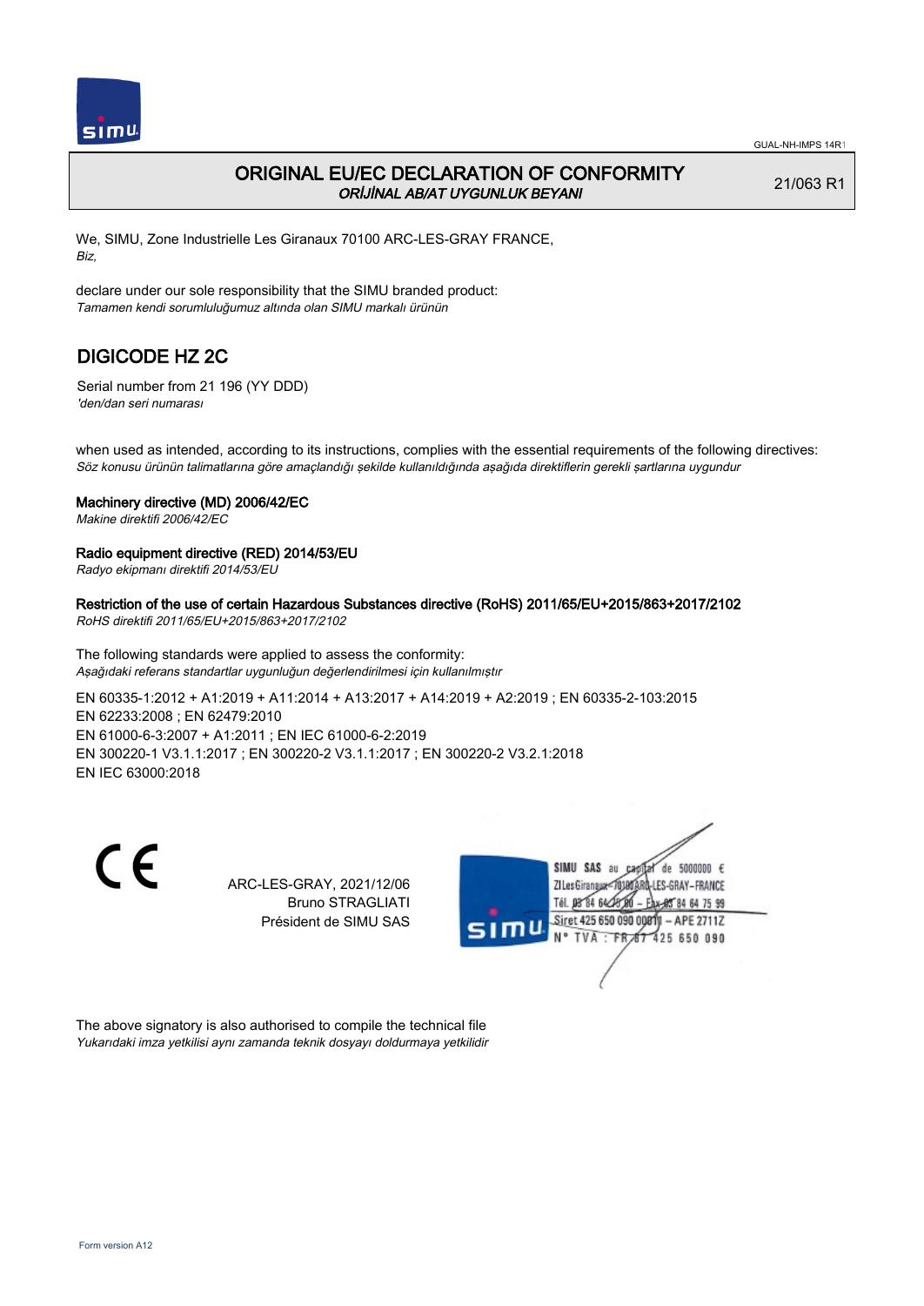# ORIGINAL EU/EC DECLARATION OF CONFORMITY
*ORİJİNAL AB/AT UYGUNLUK BEYANI*

21/063 R1

We, SIMU, Zone Industrielle Les Giranaux 70100 ARC-LES-GRAY FRANCE,
*Biz,*

declare under our sole responsibility that the SIMU branded product:
*Tamamen kendi sorumluluğumuz altında olan SIMU markalı ürünün*

## DIGICODE HZ 2C

Serial number from 21 196 (YY DDD)
*'den/dan seri numarası*

when used as intended, according to its instructions, complies with the essential requirements of the following directives:
*Söz konusu ürünün talimatlarına göre amaçlandığı şekilde kullanıldığında aşağıda direktiflerin gerekli şartlarına uygundur*

**Machinery directive (MD) 2006/42/EC**
*Makine direktifi 2006/42/EC*

**Radio equipment directive (RED) 2014/53/EU**
*Radyo ekipmanı direktifi 2014/53/EU*

**Restriction of the use of certain Hazardous Substances directive (RoHS) 2011/65/EU+2015/863+2017/2102**
*RoHS direktifi 2011/65/EU+2015/863+2017/2102*

The following standards were applied to assess the conformity:
*Aşağıdaki referans standartlar uygunluğun değerlendirilmesi için kullanılmıştır*

EN 60335-1:2012 + A1:2019 + A11:2014 + A13:2017 + A14:2019 + A2:2019 ; EN 60335-2-103:2015
EN 62233:2008 ; EN 62479:2010
EN 61000-6-3:2007 + A1:2011 ; EN IEC 61000-6-2:2019
EN 300220-1 V3.1.1:2017 ; EN 300220-2 V3.1.1:2017 ; EN 300220-2 V3.2.1:2018
EN IEC 63000:2018

CE

ARC-LES-GRAY, 2021/12/06
Bruno STRAGLIATI
Président de SIMU SAS

SIMU SAS au capital de 5000000 €
ZI Les Giranaux 70100 ARC-LES-GRAY-FRANCE
Tél. 03 84 64 75 00 – Fax 03 84 64 75 99
Siret 425 650 090 00811 – APE 2711Z
N° TVA : FR 87 425 650 090

The above signatory is also authorised to compile the technical file
*Yukarıdaki imza yetkilisi aynı zamanda teknik dosyayı doldurmaya yetkilidir*